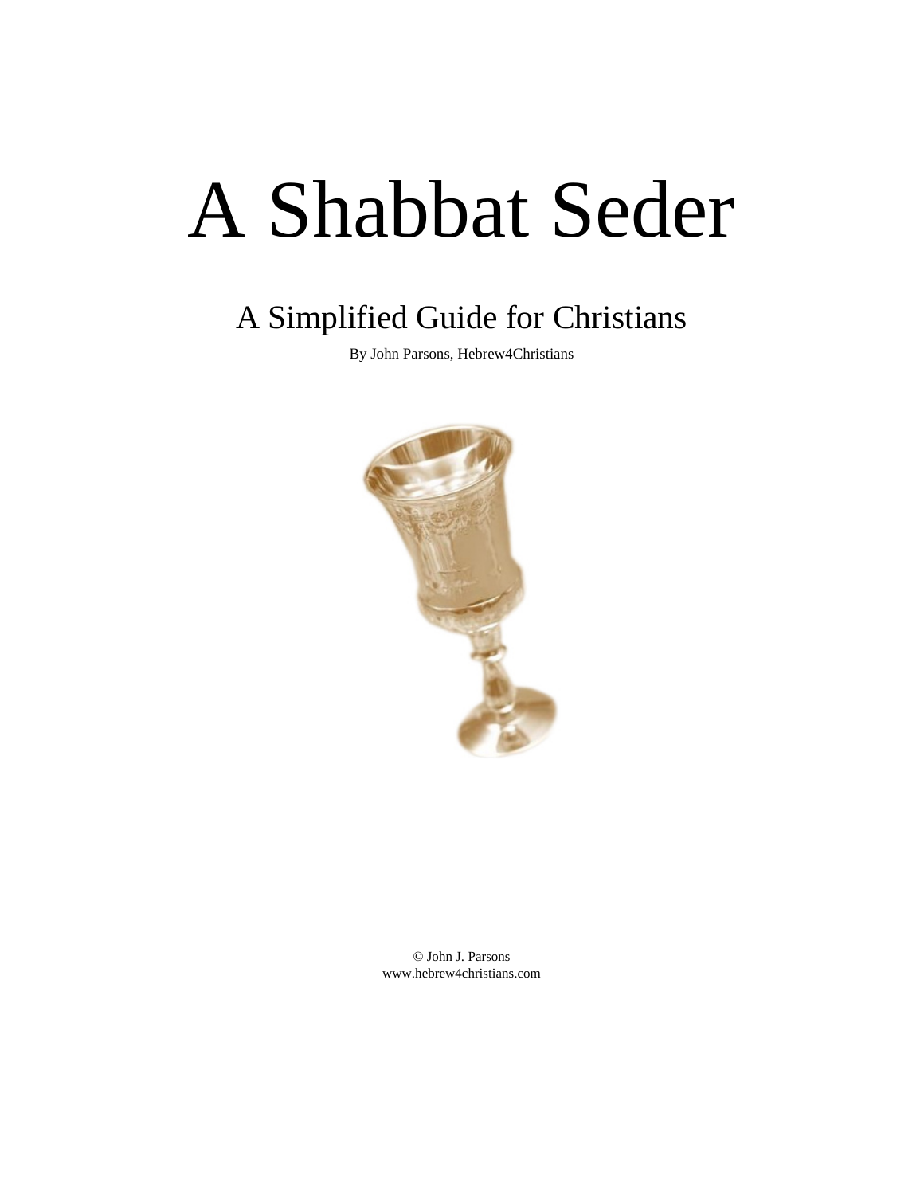# A Shabbat Seder

## A Simplified Guide for Christians

By John Parsons, Hebrew4Christians

© John J. Parsons
www.hebrew4christians.com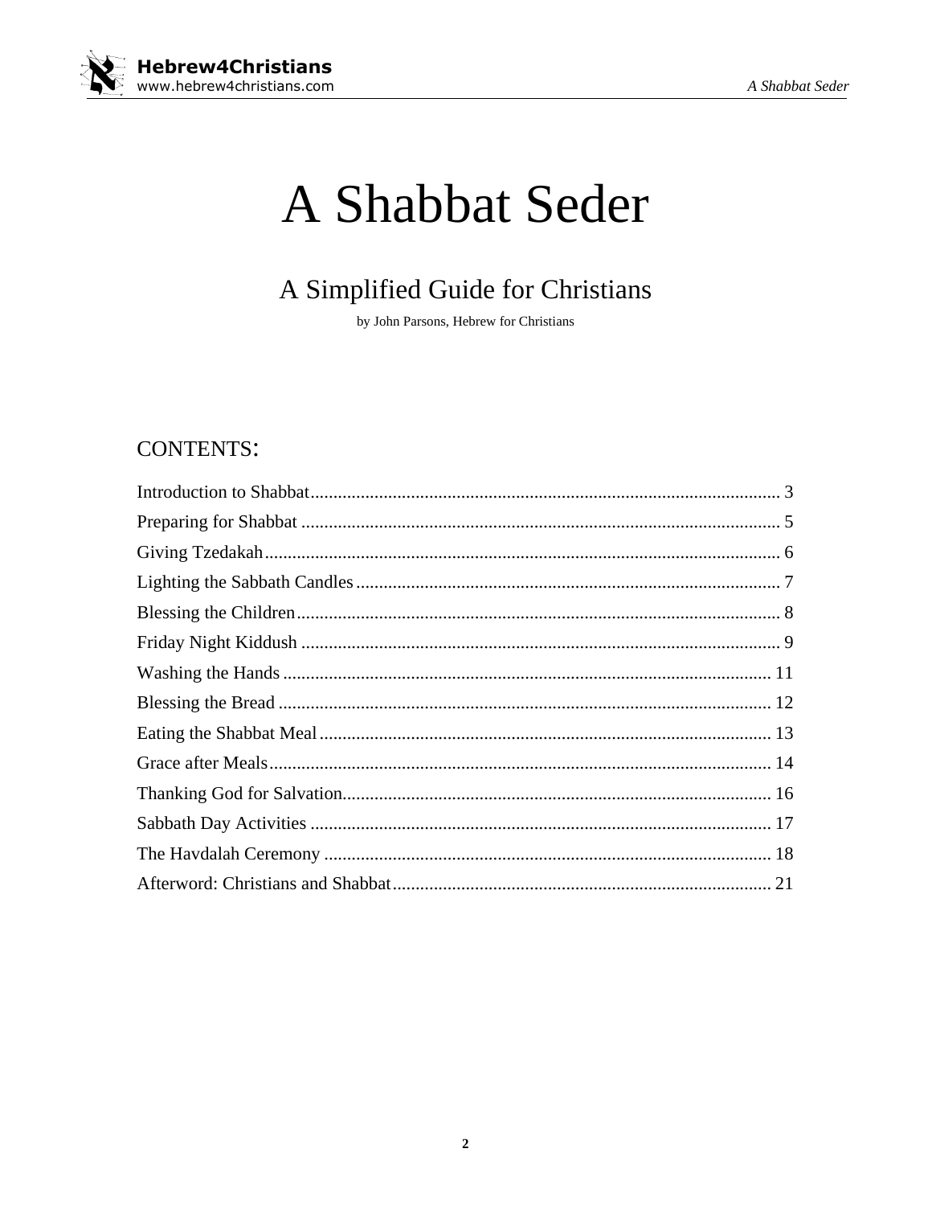# A Shabbat Seder

## A Simplified Guide for Christians

by John Parsons, Hebrew for Christians

## CONTENTS:

Introduction to Shabbat ..... 3
Preparing for Shabbat ..... 5
Giving Tzedakah ..... 6
Lighting the Sabbath Candles ..... 7
Blessing the Children ..... 8
Friday Night Kiddush ..... 9
Washing the Hands ..... 11
Blessing the Bread ..... 12
Eating the Shabbat Meal ..... 13
Grace after Meals ..... 14
Thanking God for Salvation ..... 16
Sabbath Day Activities ..... 17
The Havdalah Ceremony ..... 18
Afterword: Christians and Shabbat ..... 21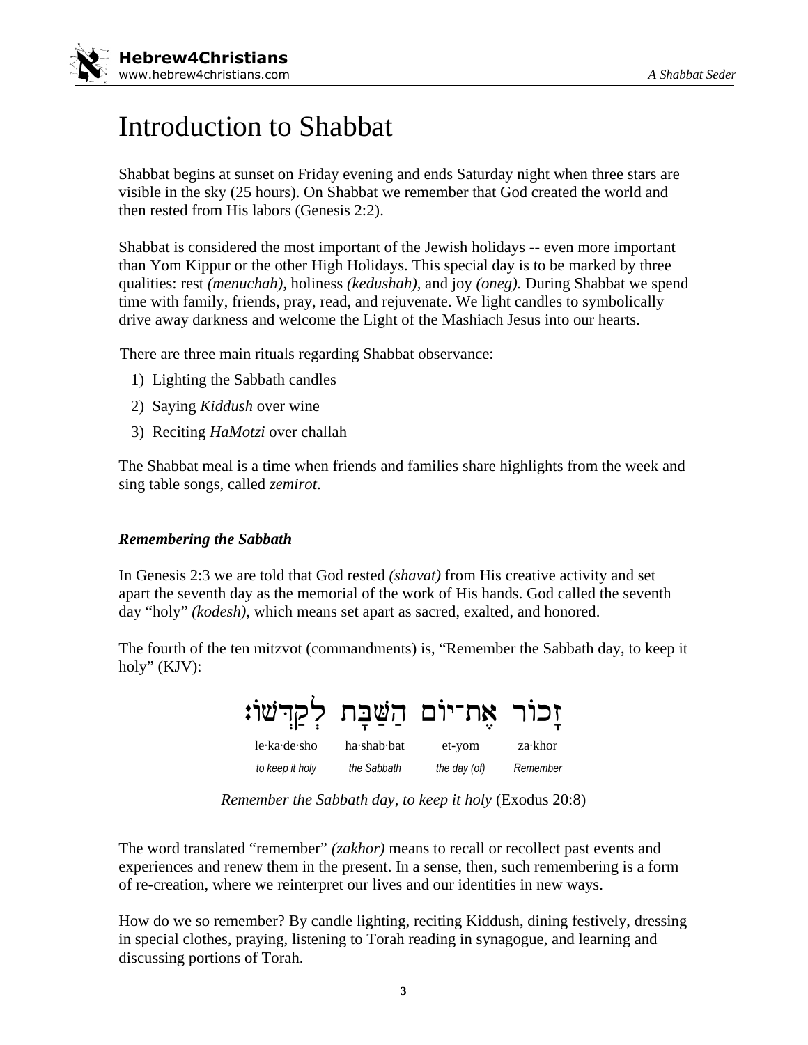# Introduction to Shabbat

Shabbat begins at sunset on Friday evening and ends Saturday night when three stars are visible in the sky (25 hours). On Shabbat we remember that God created the world and then rested from His labors (Genesis 2:2).

Shabbat is considered the most important of the Jewish holidays -- even more important than Yom Kippur or the other High Holidays. This special day is to be marked by three qualities: rest *(menuchah)*, holiness *(kedushah)*, and joy *(oneg)*. During Shabbat we spend time with family, friends, pray, read, and rejuvenate. We light candles to symbolically drive away darkness and welcome the Light of the Mashiach Jesus into our hearts.

There are three main rituals regarding Shabbat observance:

1) Lighting the Sabbath candles
2) Saying *Kiddush* over wine
3) Reciting *HaMotzi* over challah

The Shabbat meal is a time when friends and families share highlights from the week and sing table songs, called *zemirot*.

### *Remembering the Sabbath*

In Genesis 2:3 we are told that God rested *(shavat)* from His creative activity and set apart the seventh day as the memorial of the work of His hands. God called the seventh day "holy" *(kodesh)*, which means set apart as sacred, exalted, and honored.

The fourth of the ten mitzvot (commandments) is, "Remember the Sabbath day, to keep it holy" (KJV):

זָכוֹר אֶת־יוֹם הַשַּׁבָּת לְקַדְּשׁוֹ׃

| | | | |
|---|---|---|---|
| le·ka·de·sho | ha·shab·bat | et-yom | za·khor |
| *to keep it holy* | *the Sabbath* | *the day (of)* | *Remember* |

*Remember the Sabbath day, to keep it holy* (Exodus 20:8)

The word translated "remember" *(zakhor)* means to recall or recollect past events and experiences and renew them in the present. In a sense, then, such remembering is a form of re-creation, where we reinterpret our lives and our identities in new ways.

How do we so remember? By candle lighting, reciting Kiddush, dining festively, dressing in special clothes, praying, listening to Torah reading in synagogue, and learning and discussing portions of Torah.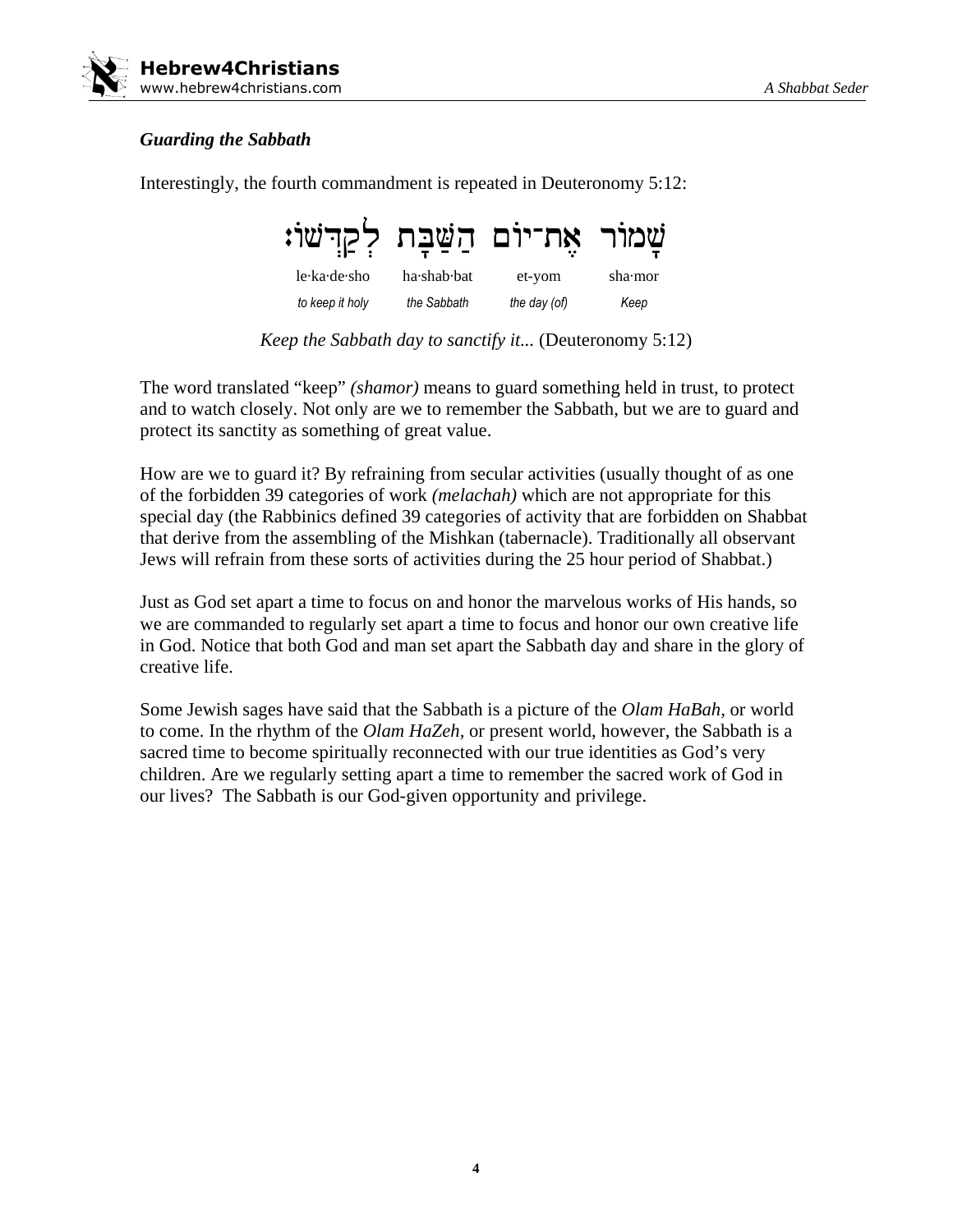### *Guarding the Sabbath*

Interestingly, the fourth commandment is repeated in Deuteronomy 5:12:

שָׁמוֹר אֶת־יוֹם הַשַּׁבָּת לְקַדְּשׁוֹ׃

| | | | |
|---|---|---|---|
| le·ka·de·sho | ha·shab·bat | et-yom | sha·mor |
| *to keep it holy* | *the Sabbath* | *the day (of)* | *Keep* |

*Keep the Sabbath day to sanctify it...* (Deuteronomy 5:12)

The word translated "keep" *(shamor)* means to guard something held in trust, to protect and to watch closely. Not only are we to remember the Sabbath, but we are to guard and protect its sanctity as something of great value.

How are we to guard it? By refraining from secular activities (usually thought of as one of the forbidden 39 categories of work *(melachah)* which are not appropriate for this special day (the Rabbinics defined 39 categories of activity that are forbidden on Shabbat that derive from the assembling of the Mishkan (tabernacle). Traditionally all observant Jews will refrain from these sorts of activities during the 25 hour period of Shabbat.)

Just as God set apart a time to focus on and honor the marvelous works of His hands, so we are commanded to regularly set apart a time to focus and honor our own creative life in God. Notice that both God and man set apart the Sabbath day and share in the glory of creative life.

Some Jewish sages have said that the Sabbath is a picture of the *Olam HaBah,* or world to come. In the rhythm of the *Olam HaZeh,* or present world, however, the Sabbath is a sacred time to become spiritually reconnected with our true identities as God's very children. Are we regularly setting apart a time to remember the sacred work of God in our lives? The Sabbath is our God-given opportunity and privilege.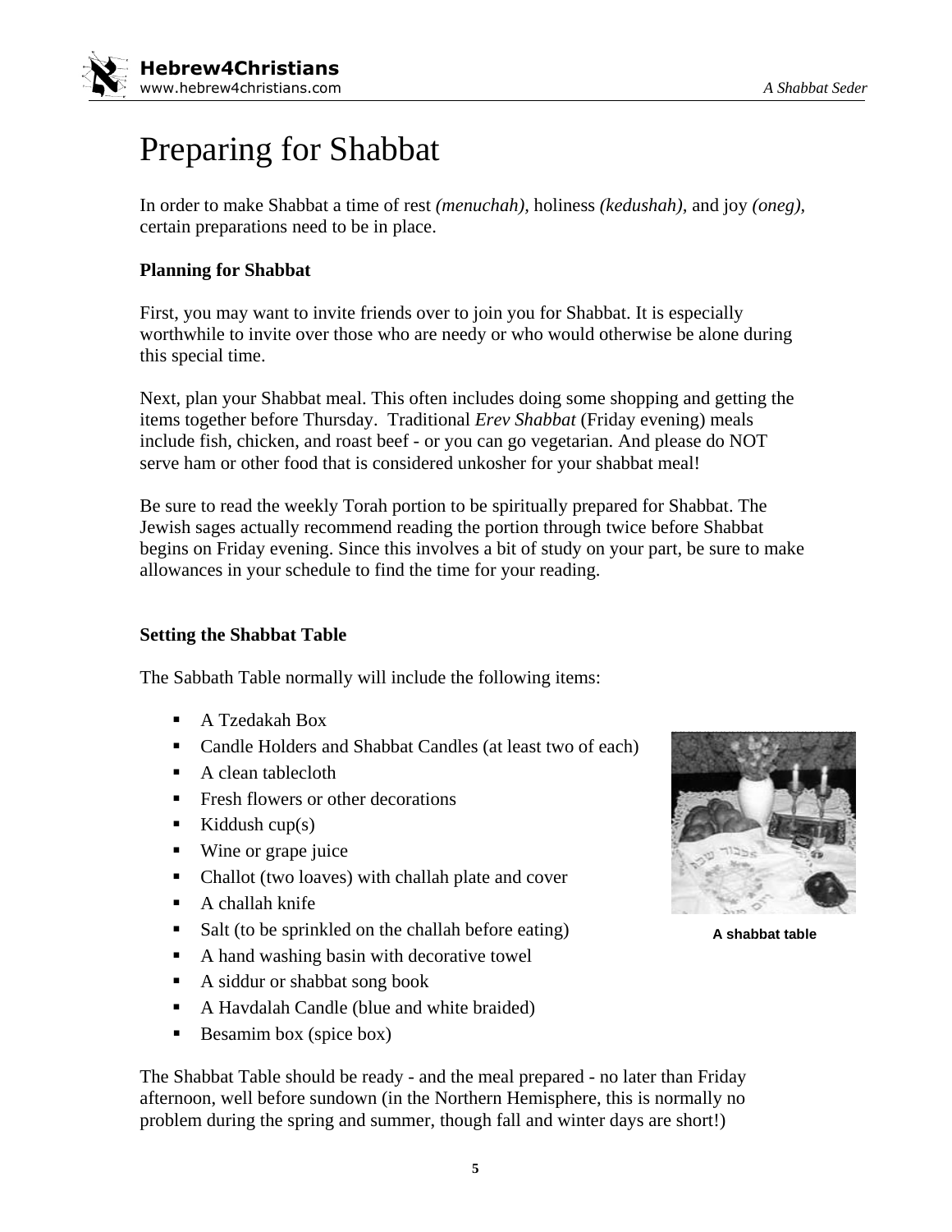# Preparing for Shabbat

In order to make Shabbat a time of rest *(menuchah)*, holiness *(kedushah)*, and joy *(oneg)*, certain preparations need to be in place.

**Planning for Shabbat**

First, you may want to invite friends over to join you for Shabbat. It is especially worthwhile to invite over those who are needy or who would otherwise be alone during this special time.

Next, plan your Shabbat meal. This often includes doing some shopping and getting the items together before Thursday. Traditional *Erev Shabbat* (Friday evening) meals include fish, chicken, and roast beef - or you can go vegetarian. And please do NOT serve ham or other food that is considered unkosher for your shabbat meal!

Be sure to read the weekly Torah portion to be spiritually prepared for Shabbat. The Jewish sages actually recommend reading the portion through twice before Shabbat begins on Friday evening. Since this involves a bit of study on your part, be sure to make allowances in your schedule to find the time for your reading.

**Setting the Shabbat Table**

The Sabbath Table normally will include the following items:

- A Tzedakah Box
- Candle Holders and Shabbat Candles (at least two of each)
- A clean tablecloth
- Fresh flowers or other decorations
- Kiddush cup(s)
- Wine or grape juice
- Challot (two loaves) with challah plate and cover
- A challah knife
- Salt (to be sprinkled on the challah before eating)
- A hand washing basin with decorative towel
- A siddur or shabbat song book
- A Havdalah Candle (blue and white braided)
- Besamim box (spice box)

A shabbat table

The Shabbat Table should be ready - and the meal prepared - no later than Friday afternoon, well before sundown (in the Northern Hemisphere, this is normally no problem during the spring and summer, though fall and winter days are short!)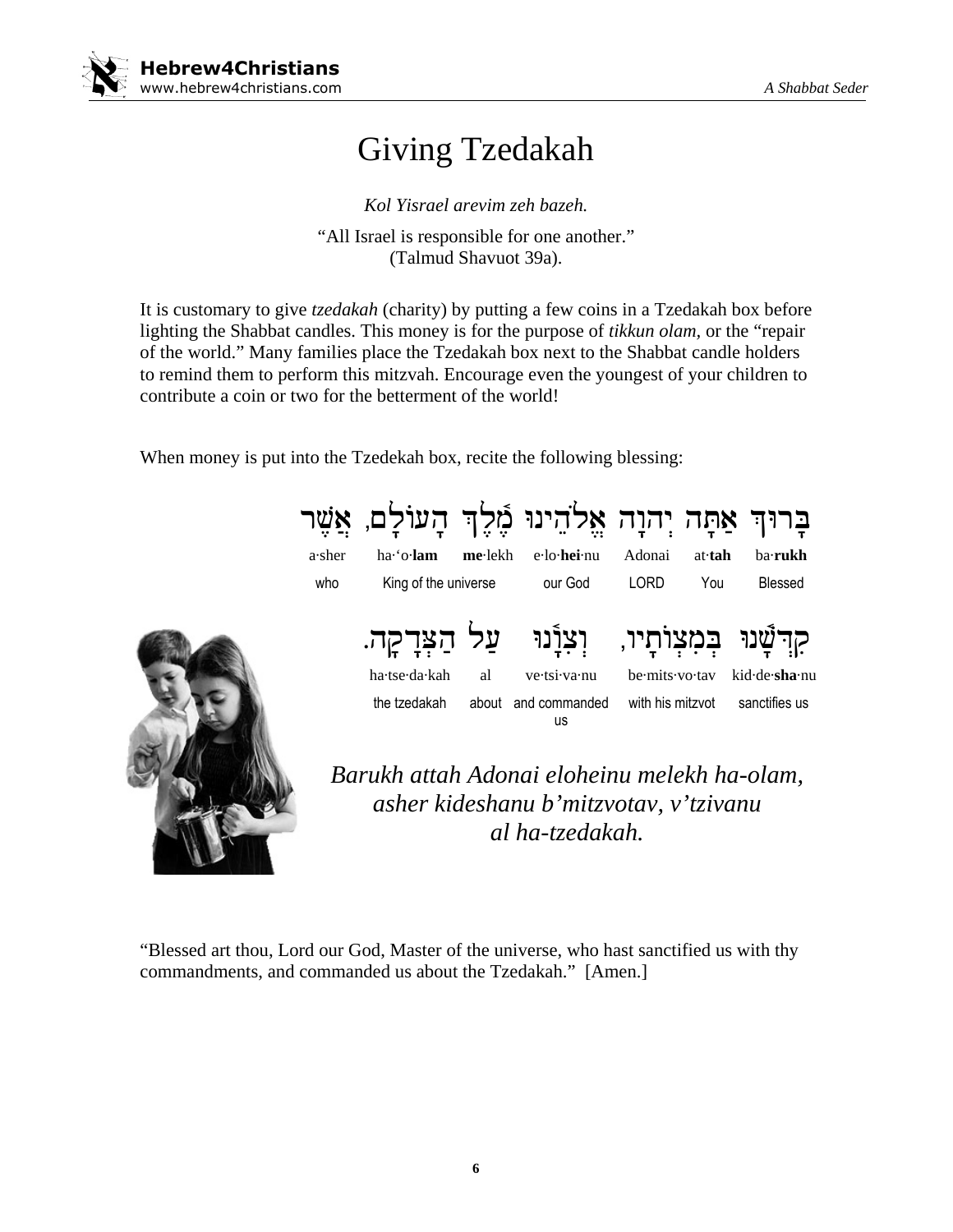# Giving Tzedakah

*Kol Yisrael arevim zeh bazeh.*

"All Israel is responsible for one another."
(Talmud Shavuot 39a).

It is customary to give *tzedakah* (charity) by putting a few coins in a Tzedakah box before lighting the Shabbat candles. This money is for the purpose of *tikkun olam,* or the "repair of the world." Many families place the Tzedakah box next to the Shabbat candle holders to remind them to perform this mitzvah. Encourage even the youngest of your children to contribute a coin or two for the betterment of the world!

When money is put into the Tzedekah box, recite the following blessing:

בָּרוּךְ אַתָּה יְהוָה אֱלֹהֵינוּ מֶלֶךְ הָעוֹלָם, אֲשֶׁר

| | | | | | | |
|---|---|---|---|---|---|---|
| a·sher | ha·'o·**lam** | **me**·lekh | e·lo·**hei**·nu | Adonai | at·**tah** | ba·**rukh** |
| who | King of the universe | | our God | LORD | You | Blessed |

קִדְּשָׁנוּ בְּמִצְוֹתָיו, וְצִוָּנוּ עַל הַצְּדָקָה.

| | | | | |
|---|---|---|---|---|
| ha·tse·da·kah | al | ve·tsi·va·nu | be·mits·vo·tav | kid·de·**sha**·nu |
| the tzedakah | about | and commanded us | with his mitzvot | sanctifies us |

*Barukh attah Adonai eloheinu melekh ha-olam, asher kideshanu b'mitzvotav, v'tzivanu al ha-tzedakah.*

"Blessed art thou, Lord our God, Master of the universe, who hast sanctified us with thy commandments, and commanded us about the Tzedakah." [Amen.]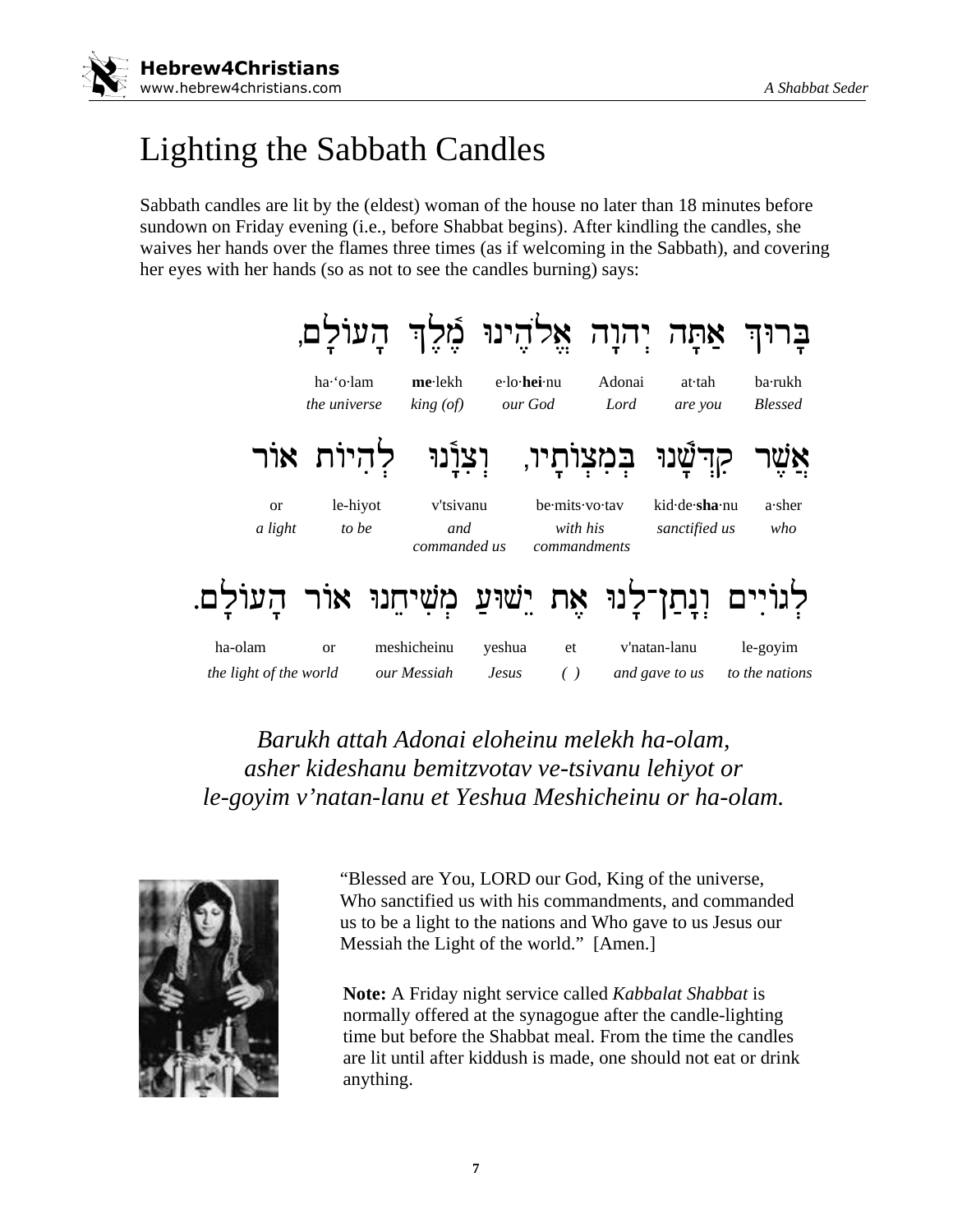# Lighting the Sabbath Candles

Sabbath candles are lit by the (eldest) woman of the house no later than 18 minutes before sundown on Friday evening (i.e., before Shabbat begins). After kindling the candles, she waives her hands over the flames three times (as if welcoming in the Sabbath), and covering her eyes with her hands (so as not to see the candles burning) says:

בָּרוּךְ אַתָּה יְהוָה אֱלֹהֵינוּ מֶ֫לֶךְ הָעוֹלָם,

| | | | | | |
|---|---|---|---|---|---|
| ha·'o·lam | **me**·lekh | e·lo·**hei**·nu | Adonai | at·tah | ba·rukh |
| *the universe* | *king (of)* | *our God* | *Lord* | *are you* | *Blessed* |

אֲשֶׁר קִדְּשָׁ֫נוּ בְּמִצְוֹתָיו, וְצִוָּ֫נוּ לִהְיוֹת אוֹר

| | | | | | |
|---|---|---|---|---|---|
| or | le-hiyot | v'tsivanu | be·mits·vo·tav | kid·de·**sha**·nu | a·sher |
| *a light* | *to be* | *and commanded us* | *with his commandments* | *sanctified us* | *who* |

לְגוֹיִם וְנָתַן־לָנוּ אֶת יֵשׁוּעַ מְשִׁיחֵנוּ אוֹר הָעוֹלָם.

| | | | | | | |
|---|---|---|---|---|---|---|
| ha-olam | or | meshicheinu | yeshua | et | v'natan-lanu | le-goyim |
| *the light of the world* | | *our Messiah* | *Jesus* | *( )* | *and gave to us* | *to the nations* |

*Barukh attah Adonai eloheinu melekh ha-olam,*
*asher kideshanu bemitzvotav ve-tsivanu lehiyot or*
*le-goyim v'natan-lanu et Yeshua Meshicheinu or ha-olam.*

"Blessed are You, LORD our God, King of the universe, Who sanctified us with his commandments, and commanded us to be a light to the nations and Who gave to us Jesus our Messiah the Light of the world." [Amen.]

**Note:** A Friday night service called *Kabbalat Shabbat* is normally offered at the synagogue after the candle-lighting time but before the Shabbat meal. From the time the candles are lit until after kiddush is made, one should not eat or drink anything.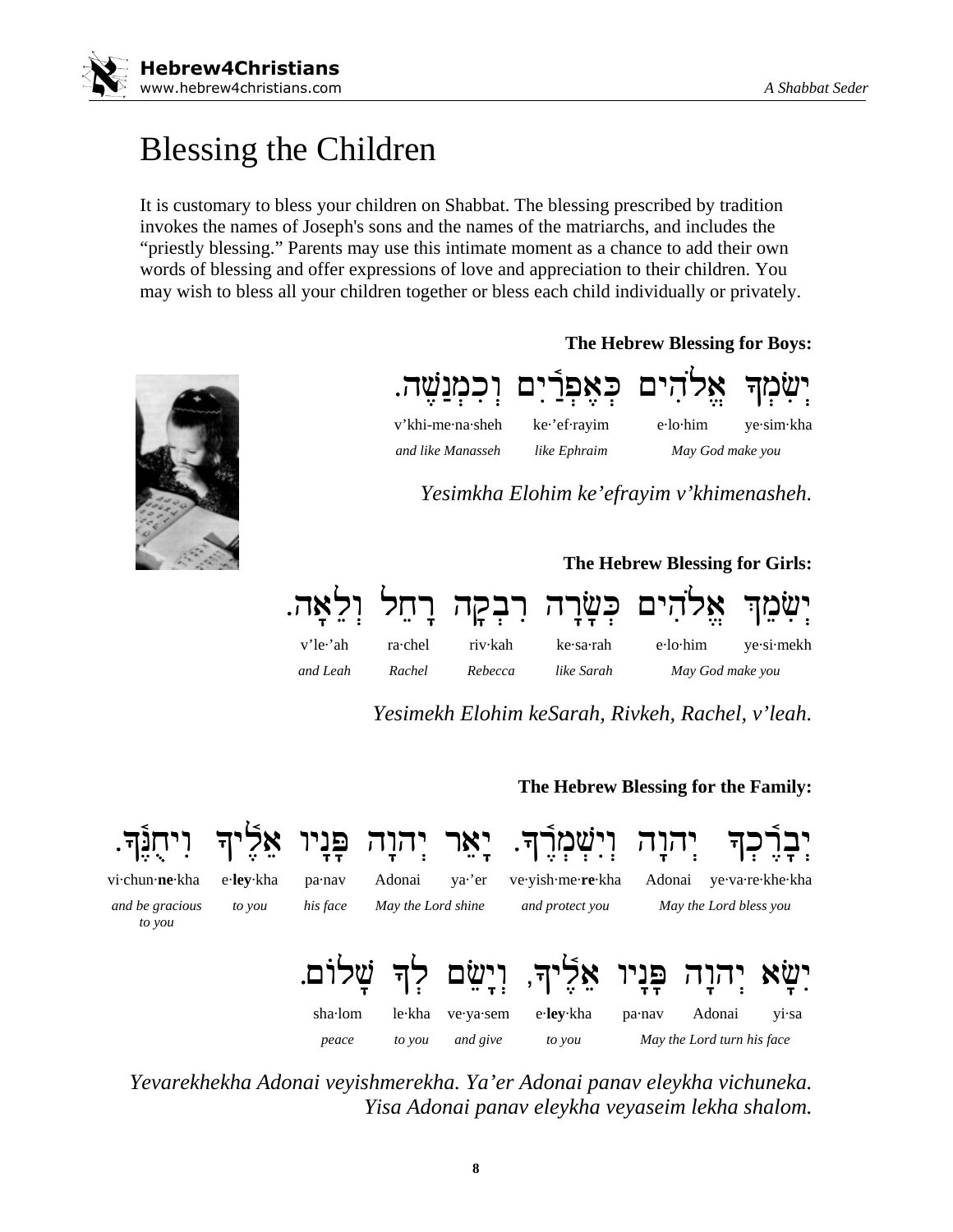# Blessing the Children

It is customary to bless your children on Shabbat. The blessing prescribed by tradition invokes the names of Joseph's sons and the names of the matriarchs, and includes the "priestly blessing." Parents may use this intimate moment as a chance to add their own words of blessing and offer expressions of love and appreciation to their children. You may wish to bless all your children together or bless each child individually or privately.

**The Hebrew Blessing for Boys:**

יְשִׂמְךָ אֱלֹהִים כְּאֶפְרַ֫יִם וְכִמְנַשֶּׁה.

| v'khi·me·na·sheh | ke·'ef·rayim | e·lo·him | ye·sim·kha |
|---|---|---|---|
| *and like Manasseh* | *like Ephraim* | *May God make you* | |

*Yesimkha Elohim ke'efrayim v'khimenasheh.*

**The Hebrew Blessing for Girls:**

יְשִׂמֵךְ אֱלֹהִים כְּשָׂרָה רִבְקָה רָחֵל וְלֵאָה.

| v'le·'ah | ra·chel | riv·kah | ke·sa·rah | e·lo·him | ye·si·mekh |
|---|---|---|---|---|---|
| *and Leah* | *Rachel* | *Rebecca* | *like Sarah* | *May God make you* | |

*Yesimekh Elohim keSarah, Rivkeh, Rachel, v'leah.*

**The Hebrew Blessing for the Family:**

יְבָרֶכְךָ יְהוָה וְיִשְׁמְרֶךָ. יָאֵר יְהוָה פָּנָיו אֵלֶיךָ וִיחֻנֶּךָּ.

| vi·chun·**ne**·kha | e·**ley**·kha | pa·nav | Adonai | ya·'er | ve·yish·me·**re**·kha | Adonai | ye·va·re·khe·kha |
|---|---|---|---|---|---|---|---|
| *and be gracious to you* | *to you* | *his face* | *May the Lord shine* | | *and protect you* | *May the Lord bless you* | |

יִשָּׂא יְהוָה פָּנָיו אֵלֶיךָ, וְיָשֵׂם לְךָ שָׁלוֹם.

| sha·lom | le·kha | ve·ya·sem | e·**ley**·kha | pa·nav | Adonai | yi·sa |
|---|---|---|---|---|---|---|
| *peace* | *to you* | *and give* | *to you* | *May the Lord turn his face* | | |

*Yevarekhekha Adonai veyishmerekha. Ya'er Adonai panav eleykha vichuneka. Yisa Adonai panav eleykha veyaseim lekha shalom.*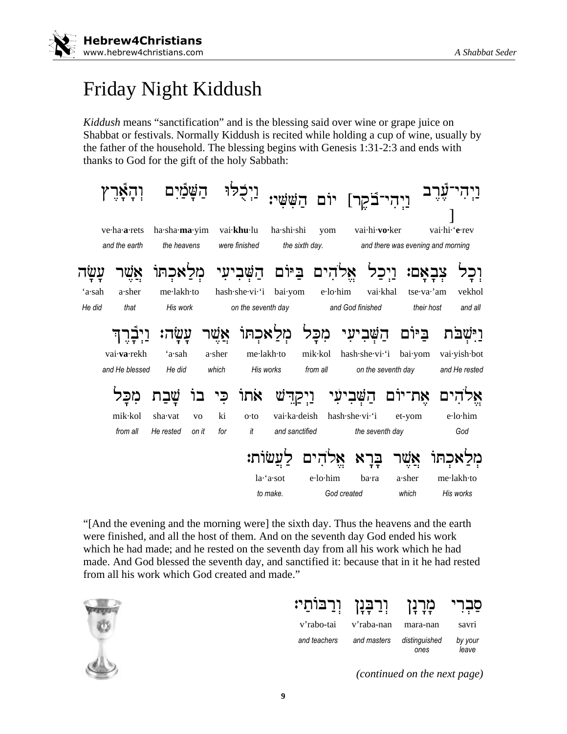# Friday Night Kiddush

*Kiddush* means "sanctification" and is the blessing said over wine or grape juice on Shabbat or festivals. Normally Kiddush is recited while holding a cup of wine, usually by the father of the household. The blessing begins with Genesis 1:31-2:3 and ends with thanks to God for the gift of the holy Sabbath:

[וַיְהִי־עֶ֫רֶב וַיְהִי־בֹ֫קֶר] יוֹם הַשִּׁשִּׁי׃ וַיְכֻלּוּ הַשָּׁמַ֫יִם וְהָאָ֫רֶץ

vai·hi·'**e**·rev vai·hi·**vo**·ker yom ha·shi·shi vai·**khu**·lu ha·sha·**ma**·yim ve·ha·**a**·rets

*and there was evening and morning — the sixth day. — were finished — the heavens — and the earth*

וְכָל צְבָאָם׃ וַיְכַל אֱלֹהִים בַּיּוֹם הַשְּׁבִיעִי מְלַאכְתּוֹ אֲשֶׁר עָשָׂה

vekhol tse·va·'am vai·khal e·lo·him bai·yom hash·she·vi·'i me·lakh·to a·sher 'a·sah

*and all — their host — and God finished — on the seventh day — His work — that — He did*

וַיִּשְׁבֹּת בַּיּוֹם הַשְּׁבִיעִי מִכָּל מְלַאכְתּוֹ אֲשֶׁר עָשָׂה׃ וַיְבָ֫רֶךְ

vai·yish·bot bai·yom hash·she·vi·'i mik·kol me·lakh·to a·sher 'a·sah vai·**va**·rekh

*and He rested — on the seventh day — from all — His works — which — He did — and He blessed*

אֱלֹהִים אֶת־יוֹם הַשְּׁבִיעִי וַיְקַדֵּשׁ אֹתוֹ כִּי בוֹ שָׁבַת מִכָּל

e·lo·him et-yom hash·she·vi·'i vai·ka·deish o·to ki vo sha·vat mik·kol

*God — the seventh day — and sanctified — it — for — on it — He rested — from all*

מְלַאכְתּוֹ אֲשֶׁר בָּרָא אֱלֹהִים לַעֲשׂוֹת׃

me·lakh·to a·sher ba·ra e·lo·him la·'a·sot

*His works — which — God created — to make.*

"[And the evening and the morning were] the sixth day. Thus the heavens and the earth were finished, and all the host of them. And on the seventh day God ended his work which he had made; and he rested on the seventh day from all his work which he had made. And God blessed the seventh day, and sanctified it: because that in it he had rested from all his work which God created and made."

סַבְרִי מָרָנָן וְרַבָּנָן וְרַבּוֹתַי׃

savri mara-nan v'raba-nan v'rabo-tai

*by your leave — distinguished ones — and masters — and teachers*

*(continued on the next page)*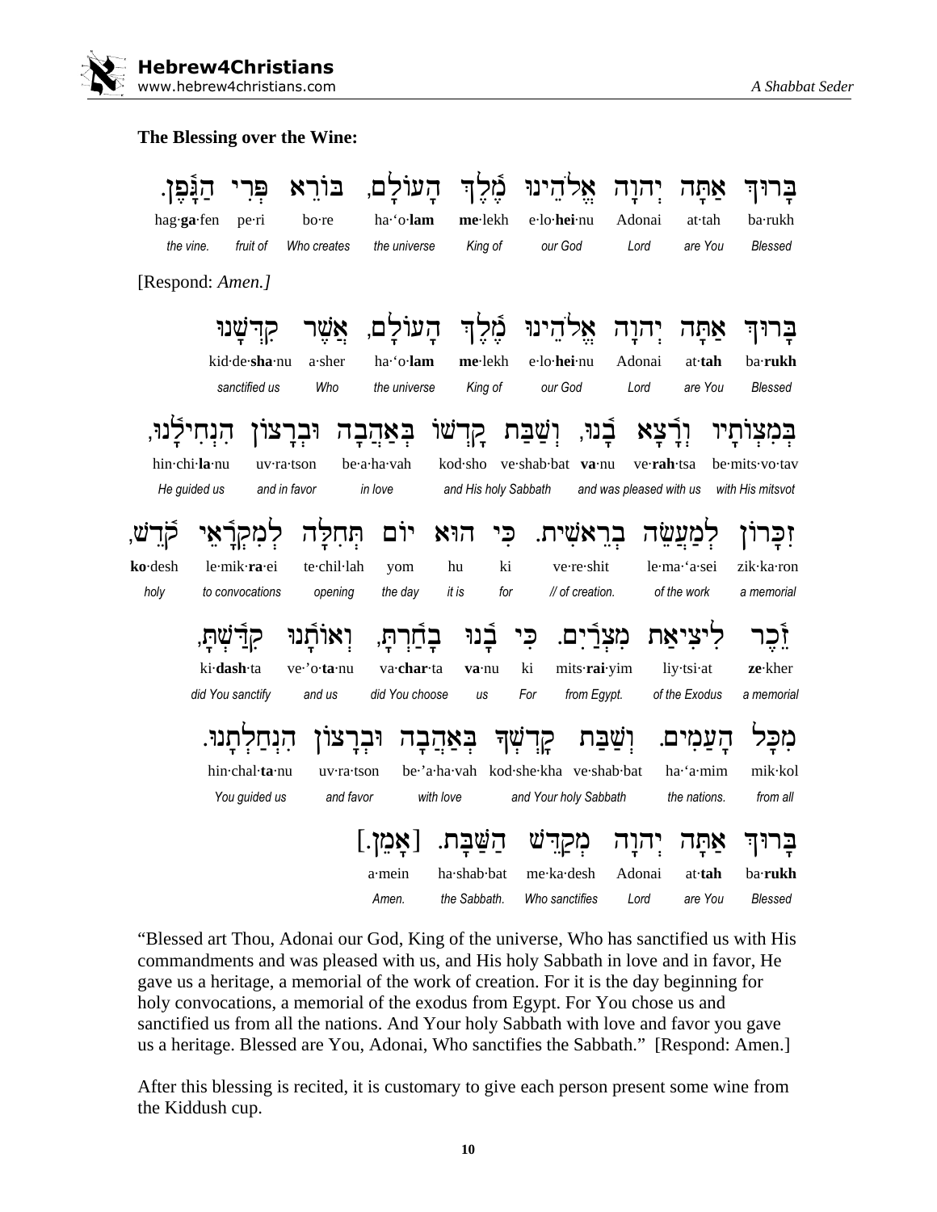**The Blessing over the Wine:**

בָּרוּךְ אַתָּה יְהוָה אֱלֹהֵינוּ מֶלֶךְ הָעוֹלָם, בּוֹרֵא פְּרִי הַגָּפֶן.

| | | | | | | | |
|---|---|---|---|---|---|---|---|
| hag·**ga**·fen | pe·ri | bo·re | ha·'o·**lam** | **me**·lekh | e·lo·**hei**·nu | Adonai | at·tah | ba·rukh |
| *the vine.* | *fruit of* | *Who creates* | *the universe* | *King of* | *our God* | *Lord* | *are You* | *Blessed* |

[Respond: *Amen.]*

בָּרוּךְ אַתָּה יְהוָה אֱלֹהֵינוּ מֶלֶךְ הָעוֹלָם, אֲשֶׁר קִדְּשָׁנוּ

| | | | | | | | |
|---|---|---|---|---|---|---|---|
| kid·de·**sha**·nu | a·sher | ha·'o·**lam** | **me**·lekh | e·lo·**hei**·nu | Adonai | at·**tah** | ba·**rukh** |
| *sanctified us* | *Who* | *the universe* | *King of* | *our God* | *Lord* | *are You* | *Blessed* |

בְּמִצְוֹתָיו וְרָצָא בָנוּ, וְשַׁבַּת קָדְשׁוֹ בְּאַהֲבָה וּבְרָצוֹן הִנְחִילָנוּ,

| | | | | | |
|---|---|---|---|---|---|
| hin·chi·**la**·nu | uv·ra·tson | be·a·ha·vah | kod·sho ve·shab·bat | **va**·nu ve·**rah**·tsa | be·mits·vo·tav |
| *He guided us* | *and in favor* | *in love* | *and His holy Sabbath* | *and was pleased with us* | *with His mitsvot* |

זִכָּרוֹן לְמַעֲשֵׂה בְרֵאשִׁית. כִּי הוּא יוֹם תְּחִלָּה לְמִקְרָאֵי קֹדֶשׁ,

| | | | | | | | | |
|---|---|---|---|---|---|---|---|---|
| **ko**·desh | le·mik·**ra**·ei | te·chil·lah | yom | hu | ki | ve·re·shit | le·ma·'a·sei | zik·ka·ron |
| *holy* | *to convocations* | *opening* | *the day* | *it is* | *for* | *// of creation.* | *of the work* | *a memorial* |

זֵכֶר לִיצִיאַת מִצְרָיִם. כִּי בָנוּ בָחַרְתָּ, וְאוֹתָנוּ קִדַּשְׁתָּ,

| | | | | | | |
|---|---|---|---|---|---|---|
| ki·**dash**·ta | ve·'o·**ta**·nu | va·**char**·ta | **va**·nu | ki | mits·**rai**·yim | liy·tsi·at | **ze**·kher |
| *did You sanctify* | *and us* | *did You choose* | *us* | *For* | *from Egypt.* | *of the Exodus* | *a memorial* |

מִכָּל הָעַמִּים. וְשַׁבַּת קָדְשְׁךָ בְּאַהֲבָה וּבְרָצוֹן הִנְחַלְתָּנוּ.

| | | | | | |
|---|---|---|---|---|---|
| hin·chal·**ta**·nu | uv·ra·tson | be·'a·ha·vah | kod·she·kha ve·shab·bat | ha·'a·mim | mik·kol |
| *You guided us* | *and favor* | *with love* | *and Your holy Sabbath* | *the nations.* | *from all* |

בָּרוּךְ אַתָּה יְהוָה מְקַדֵּשׁ הַשַּׁבָּת. [אָמֵן.]

| | | | | | |
|---|---|---|---|---|---|
| a·mein | ha·shab·bat | me·ka·desh | Adonai | at·**tah** | ba·**rukh** |
| *Amen.* | *the Sabbath.* | *Who sanctifies* | *Lord* | *are You* | *Blessed* |

"Blessed art Thou, Adonai our God, King of the universe, Who has sanctified us with His commandments and was pleased with us, and His holy Sabbath in love and in favor, He gave us a heritage, a memorial of the work of creation. For it is the day beginning for holy convocations, a memorial of the exodus from Egypt. For You chose us and sanctified us from all the nations. And Your holy Sabbath with love and favor you gave us a heritage. Blessed are You, Adonai, Who sanctifies the Sabbath." [Respond: Amen.]

After this blessing is recited, it is customary to give each person present some wine from the Kiddush cup.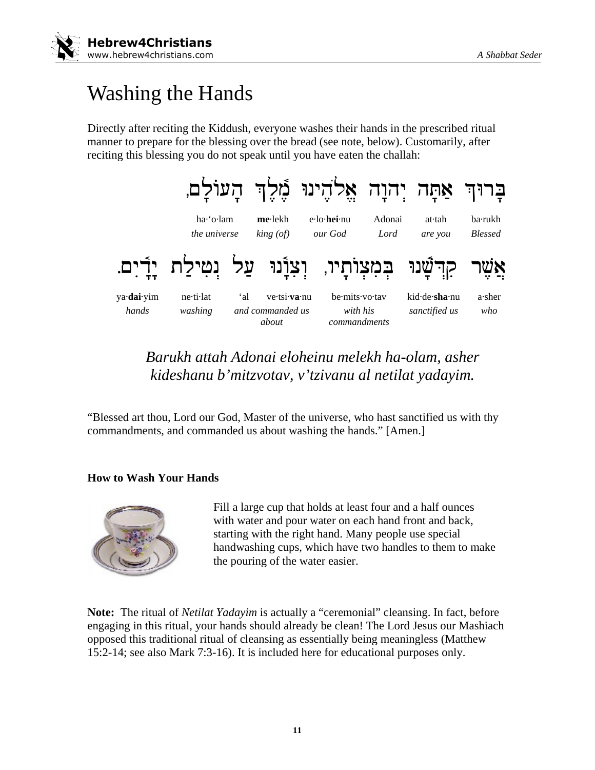# Washing the Hands

Directly after reciting the Kiddush, everyone washes their hands in the prescribed ritual manner to prepare for the blessing over the bread (see note, below). Customarily, after reciting this blessing you do not speak until you have eaten the challah:

בָּרוּךְ אַתָּה יְהוָה אֱלֹהֵינוּ מֶלֶךְ הָעוֹלָם,

| | | | | | |
|---|---|---|---|---|---|
| ha·'o·lam | **me**·lekh | e·lo·**hei**·nu | Adonai | at·tah | ba·rukh |
| *the universe* | *king (of)* | *our God* | *Lord* | *are you* | *Blessed* |

אֲשֶׁר קִדְּשָׁנוּ בְּמִצְוֹתָיו, וְצִוָּנוּ עַל נְטִילַת יָדָיִם.

| | | | | | | |
|---|---|---|---|---|---|---|
| ya·**dai**·yim | ne·ti·lat | 'al | ve·tsi·**va**·nu | be·mits·vo·tav | kid·de·**sha**·nu | a·sher |
| *hands* | *washing* | *and commanded us about* | | *with his commandments* | *sanctified us* | *who* |

*Barukh attah Adonai eloheinu melekh ha-olam, asher kideshanu b'mitzvotav, v'tzivanu al netilat yadayim.*

"Blessed art thou, Lord our God, Master of the universe, who hast sanctified us with thy commandments, and commanded us about washing the hands." [Amen.]

**How to Wash Your Hands**

Fill a large cup that holds at least four and a half ounces with water and pour water on each hand front and back, starting with the right hand. Many people use special handwashing cups, which have two handles to them to make the pouring of the water easier.

**Note:** The ritual of *Netilat Yadayim* is actually a "ceremonial" cleansing. In fact, before engaging in this ritual, your hands should already be clean! The Lord Jesus our Mashiach opposed this traditional ritual of cleansing as essentially being meaningless (Matthew 15:2-14; see also Mark 7:3-16). It is included here for educational purposes only.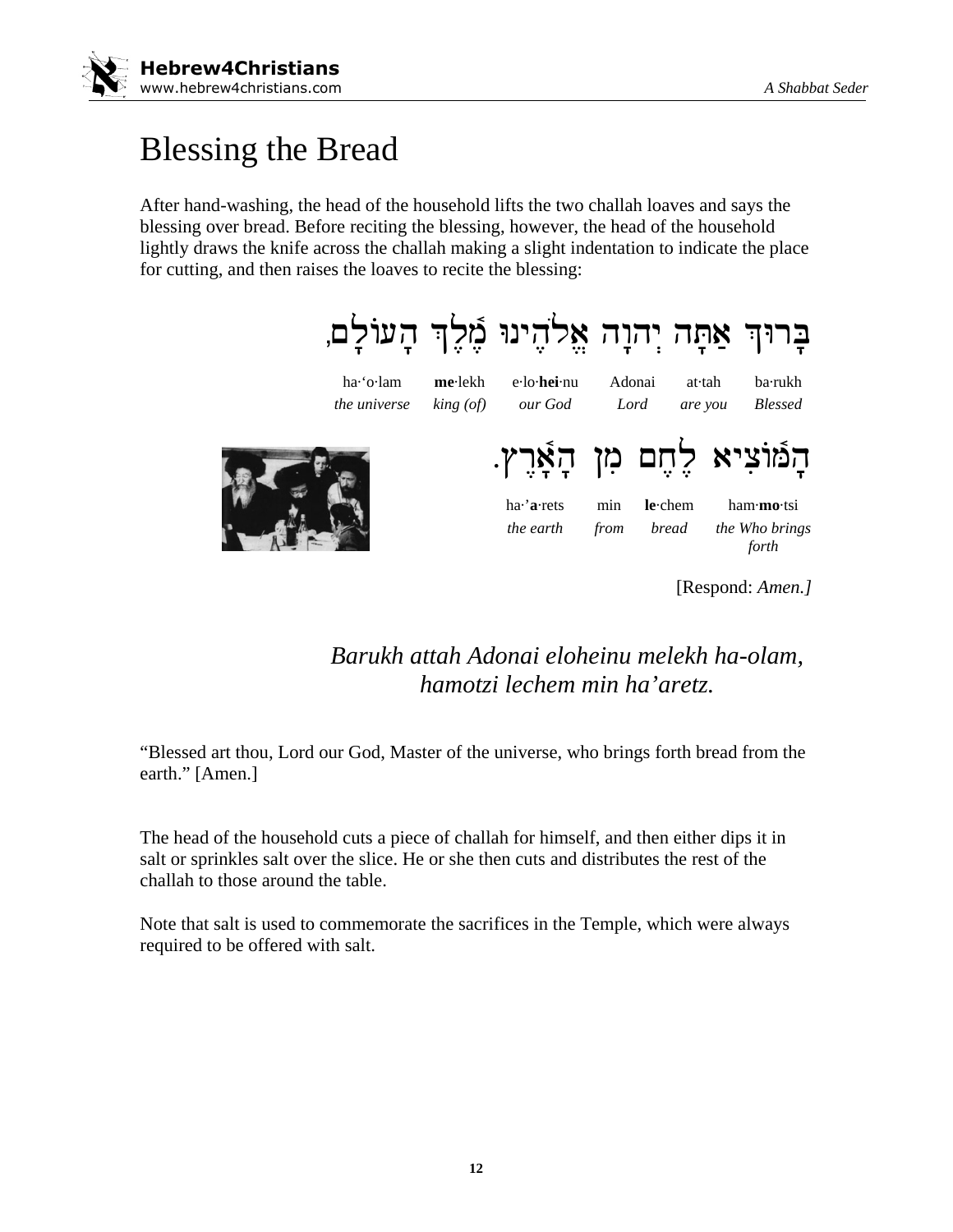# Blessing the Bread

After hand-washing, the head of the household lifts the two challah loaves and says the blessing over bread. Before reciting the blessing, however, the head of the household lightly draws the knife across the challah making a slight indentation to indicate the place for cutting, and then raises the loaves to recite the blessing:

בָּרוּךְ אַתָּה יְהוָה אֱלֹהֵינוּ מֶלֶךְ הָעוֹלָם,

| | | | | | |
|---|---|---|---|---|---|
| ha·'o·lam | **me**·lekh | e·lo·**hei**·nu | Adonai | at·tah | ba·rukh |
| *the universe* | *king (of)* | *our God* | *Lord* | *are you* | *Blessed* |

הַמּוֹצִיא לֶחֶם מִן הָאָרֶץ.

| | | | |
|---|---|---|---|
| ha·'**a**·rets | min | **le**·chem | ham·**mo**·tsi |
| *the earth* | *from* | *bread* | *the Who brings forth* |

[Respond: *Amen.]*

*Barukh attah Adonai eloheinu melekh ha-olam, hamotzi lechem min ha'aretz.*

"Blessed art thou, Lord our God, Master of the universe, who brings forth bread from the earth." [Amen.]

The head of the household cuts a piece of challah for himself, and then either dips it in salt or sprinkles salt over the slice. He or she then cuts and distributes the rest of the challah to those around the table.

Note that salt is used to commemorate the sacrifices in the Temple, which were always required to be offered with salt.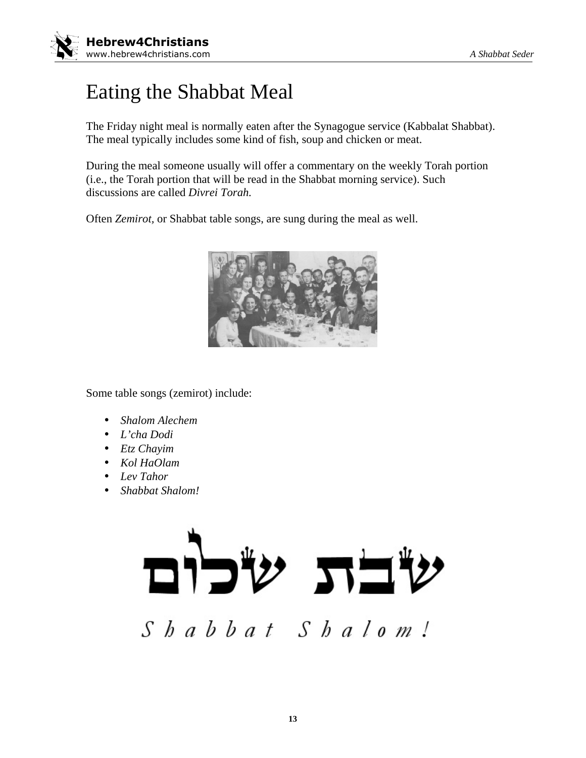# Eating the Shabbat Meal

The Friday night meal is normally eaten after the Synagogue service (Kabbalat Shabbat). The meal typically includes some kind of fish, soup and chicken or meat.

During the meal someone usually will offer a commentary on the weekly Torah portion (i.e., the Torah portion that will be read in the Shabbat morning service). Such discussions are called *Divrei Torah.*

Often *Zemirot*, or Shabbat table songs, are sung during the meal as well.

Some table songs (zemirot) include:

- *Shalom Alechem*
- *L'cha Dodi*
- *Etz Chayim*
- *Kol HaOlam*
- *Lev Tahor*
- *Shabbat Shalom!*

שַׁבָּת שָׁלוֹם

*Shabbat Shalom!*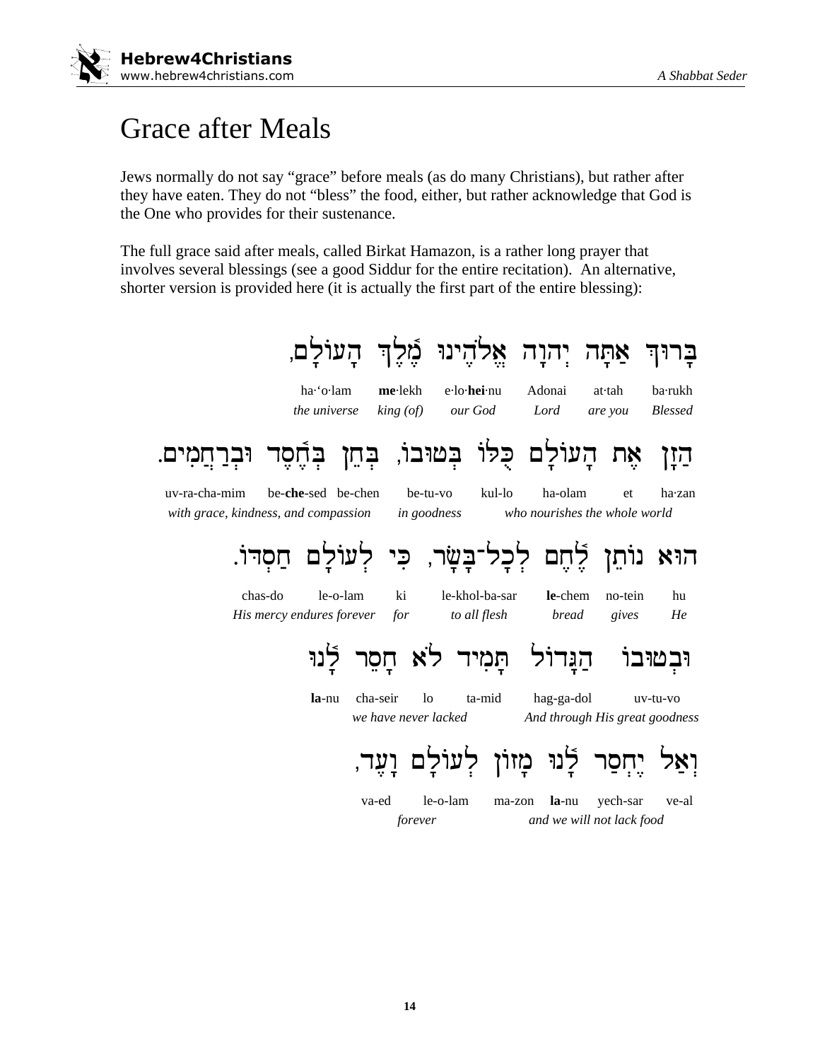# Grace after Meals

Jews normally do not say “grace” before meals (as do many Christians), but rather after they have eaten. They do not “bless” the food, either, but rather acknowledge that God is the One who provides for their sustenance.

The full grace said after meals, called Birkat Hamazon, is a rather long prayer that involves several blessings (see a good Siddur for the entire recitation). An alternative, shorter version is provided here (it is actually the first part of the entire blessing):

בָּרוּךְ אַתָּה יְהוָה אֱלֹהֵינוּ מֶלֶךְ הָעוֹלָם,

ha·'o·lam **me**·lekh e·lo·**hei**·nu Adonai at·tah ba·rukh

*the universe king (of) our God Lord are you Blessed*

הַזָּן אֶת הָעוֹלָם כֻּלּוֹ בְּטוּבוֹ, בְּחֵן בְּחֶסֶד וּבְרַחֲמִים.

uv-ra-cha-mim be-**che**-sed be-chen be-tu-vo kul-lo ha-olam et ha·zan

*with grace, kindness, and compassion in goodness who nourishes the whole world*

הוּא נוֹתֵן לֶחֶם לְכָל-בָּשָׂר, כִּי לְעוֹלָם חַסְדּוֹ.

chas-do le-o-lam ki le-khol-ba-sar **le**-chem no-tein hu

*His mercy endures forever for to all flesh bread gives He*

וּבְטוּבוֹ הַגָּדוֹל תָּמִיד לֹא חָסֵר לָנוּ

**la**-nu cha-seir lo ta-mid hag-ga-dol uv-tu-vo

*we have never lacked And through His great goodness*

וְאַל יֶחְסַר לָנוּ מָזוֹן לְעוֹלָם וָעֶד,

va-ed le-o-lam ma-zon **la**-nu yech-sar ve-al

*forever and we will not lack food*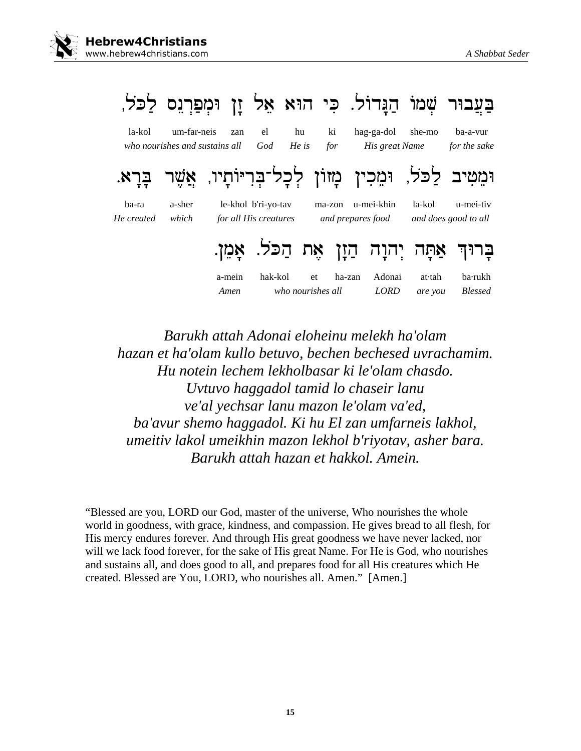בַּעֲבוּר שְׁמוֹ הַגָּדוֹל. כִּי הוּא אֵל זָן וּמְפַרְנֵס לַכֹּל,

| | | | | | | | | |
|---|---|---|---|---|---|---|---|---|
| la-kol | um-far-neis | zan | el | hu | ki | hag-ga-dol | she-mo | ba-a-vur |
| *who nourishes and sustains all* | | | *God* | *He is* | *for* | *His great Name* | | *for the sake* |

וּמֵטִיב לַכֹּל, וּמֵכִין מָזוֹן לְכָל־בְּרִיּוֹתָיו, אֲשֶׁר בָּרָא.

| | | | | | | |
|---|---|---|---|---|---|---|
| ba-ra | a-sher | le-khol b'ri-yo-tav | ma-zon | u-mei-khin | la-kol | u-mei-tiv |
| *He created* | *which* | *for all His creatures* | *and prepares food* | | *and does good to all* | |

בָּרוּךְ אַתָּה יְהוָה הַזָּן אֶת הַכֹּל. אָמֵן.

| | | | | | | |
|---|---|---|---|---|---|---|
| a-mein | hak-kol | et | ha-zan | Adonai | at·tah | ba·rukh |
| *Amen* | *who nourishes all* | | | *LORD* | *are you* | *Blessed* |

*Barukh attah Adonai eloheinu melekh ha'olam*
*hazan et ha'olam kullo betuvo, bechen bechesed uvrachamim.*
*Hu notein lechem lekholbasar ki le'olam chasdo.*
*Uvtuvo haggadol tamid lo chaseir lanu*
*ve'al yechsar lanu mazon le'olam va'ed,*
*ba'avur shemo haggadol. Ki hu El zan umfarneis lakhol,*
*umeitiv lakol umeikhin mazon lekhol b'riyotav, asher bara.*
*Barukh attah hazan et hakkol. Amein.*

"Blessed are you, LORD our God, master of the universe, Who nourishes the whole world in goodness, with grace, kindness, and compassion. He gives bread to all flesh, for His mercy endures forever. And through His great goodness we have never lacked, nor will we lack food forever, for the sake of His great Name. For He is God, who nourishes and sustains all, and does good to all, and prepares food for all His creatures which He created. Blessed are You, LORD, who nourishes all. Amen." [Amen.]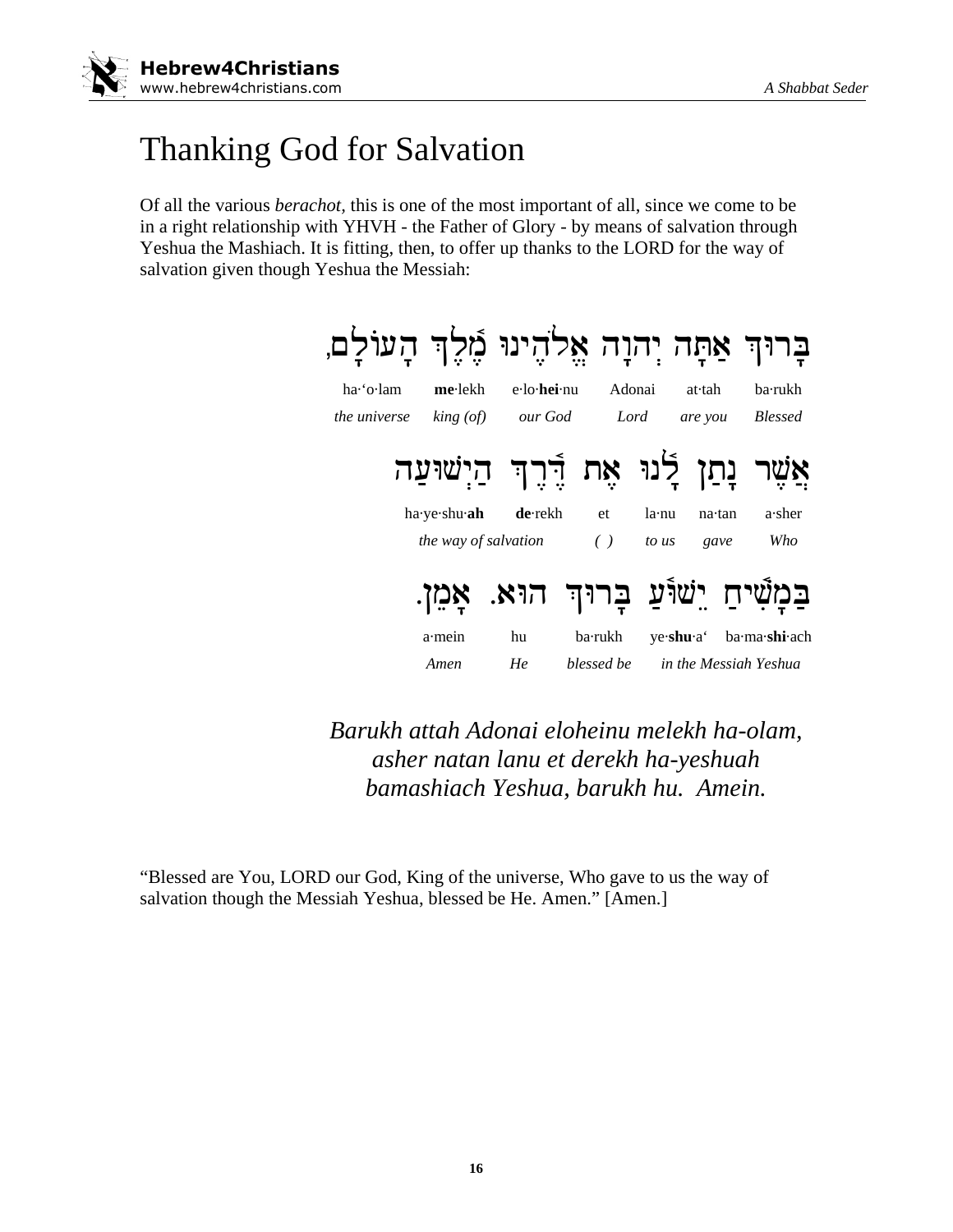# Thanking God for Salvation

Of all the various *berachot*, this is one of the most important of all, since we come to be in a right relationship with YHVH - the Father of Glory - by means of salvation through Yeshua the Mashiach. It is fitting, then, to offer up thanks to the LORD for the way of salvation given though Yeshua the Messiah:

בָּרוּךְ אַתָּה יְהוָה אֱלֹהֵינוּ מֶלֶךְ הָעוֹלָם,

| | | | | | |
|---|---|---|---|---|---|
| ha·'o·lam | **me**·lekh | e·lo·**hei**·nu | Adonai | at·tah | ba·rukh |
| *the universe* | *king (of)* | *our God* | *Lord* | *are you* | *Blessed* |

אֲשֶׁר נָתַן לָנוּ אֶת דֶּרֶךְ הַיְשׁוּעַה

| | | | | | |
|---|---|---|---|---|---|
| ha·ye·shu·**ah** | **de**·rekh | et | la·nu | na·tan | a·sher |
| *the way of salvation* | | *( )* | *to us* | *gave* | *Who* |

בַּמָּשִׁיחַ יֵשׁוּעַ בָּרוּךְ הוּא. אָמֵן.

| | | | | |
|---|---|---|---|---|
| a·mein | hu | ba·rukh | ye·**shu**·a' | ba·ma·**shi**·ach |
| *Amen* | *He* | *blessed be* | *in the Messiah Yeshua* | |

*Barukh attah Adonai eloheinu melekh ha-olam,*
*asher natan lanu et derekh ha-yeshuah*
*bamashiach Yeshua, barukh hu. Amein.*

"Blessed are You, LORD our God, King of the universe, Who gave to us the way of salvation though the Messiah Yeshua, blessed be He. Amen." [Amen.]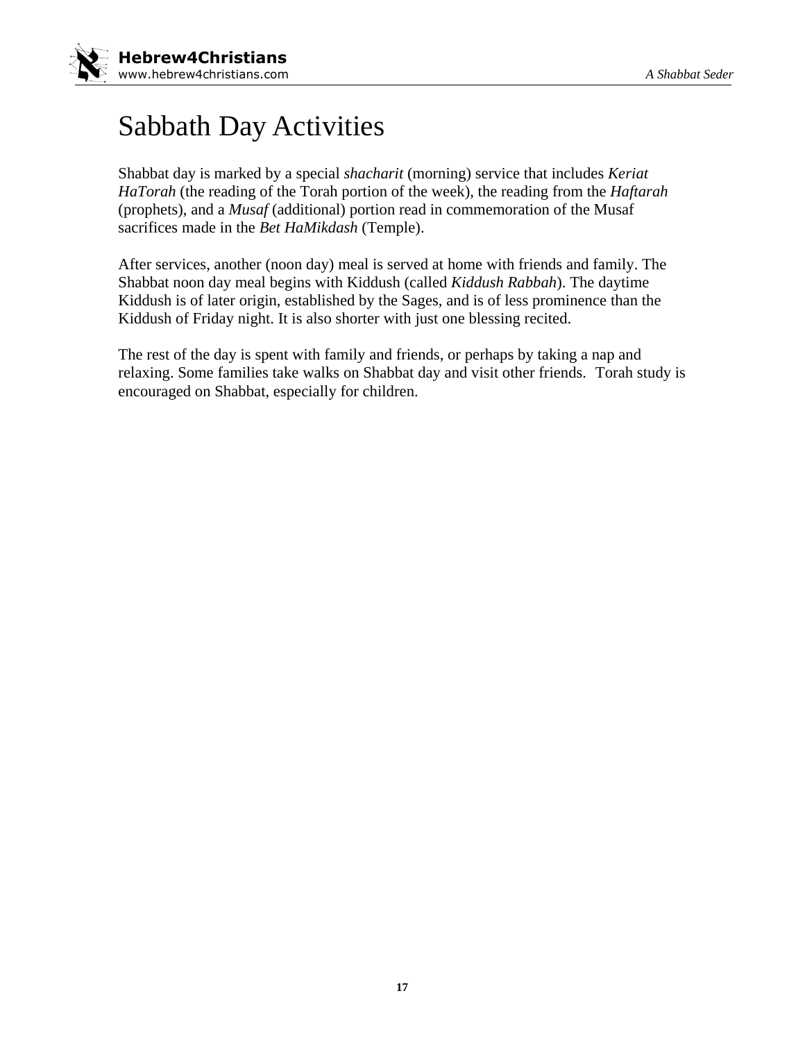# Sabbath Day Activities

Shabbat day is marked by a special *shacharit* (morning) service that includes *Keriat HaTorah* (the reading of the Torah portion of the week), the reading from the *Haftarah* (prophets), and a *Musaf* (additional) portion read in commemoration of the Musaf sacrifices made in the *Bet HaMikdash* (Temple).

After services, another (noon day) meal is served at home with friends and family. The Shabbat noon day meal begins with Kiddush (called *Kiddush Rabbah*). The daytime Kiddush is of later origin, established by the Sages, and is of less prominence than the Kiddush of Friday night. It is also shorter with just one blessing recited.

The rest of the day is spent with family and friends, or perhaps by taking a nap and relaxing. Some families take walks on Shabbat day and visit other friends. Torah study is encouraged on Shabbat, especially for children.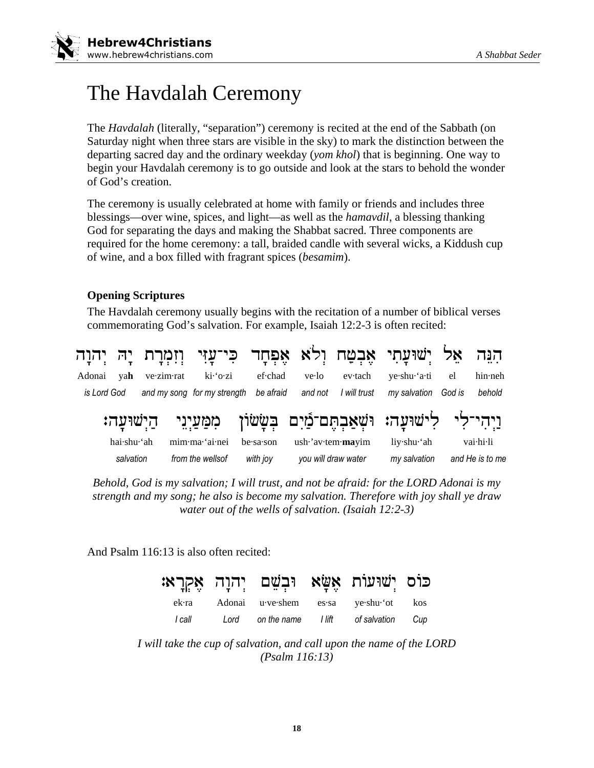# The Havdalah Ceremony

The *Havdalah* (literally, "separation") ceremony is recited at the end of the Sabbath (on Saturday night when three stars are visible in the sky) to mark the distinction between the departing sacred day and the ordinary weekday (*yom khol*) that is beginning. One way to begin your Havdalah ceremony is to go outside and look at the stars to behold the wonder of God's creation.

The ceremony is usually celebrated at home with family or friends and includes three blessings—over wine, spices, and light—as well as the *hamavdil*, a blessing thanking God for separating the days and making the Shabbat sacred. Three components are required for the home ceremony: a tall, braided candle with several wicks, a Kiddush cup of wine, and a box filled with fragrant spices (*besamim*).

### Opening Scriptures

The Havdalah ceremony usually begins with the recitation of a number of biblical verses commemorating God's salvation. For example, Isaiah 12:2-3 is often recited:

הִנֵּה אֵל יְשׁוּעָתִי אֶבְטַח וְלֹא אֶפְחָד כִּי־עָזִּי וְזִמְרָת יָהּ יְהוָה

| יְהוָה | יָהּ | וְזִמְרָת | כִּי־עָזִּי | אֶפְחָד | וְלֹא | אֶבְטַח | יְשׁוּעָתִי | אֵל | הִנֵּה |
|---|---|---|---|---|---|---|---|---|---|
| Adonai | ya**h** | ve·zim·rat | ki·'o·zi | ef·chad | ve·lo | ev·tach | ye·shu·'a·ti | el | hin·neh |
| *is Lord God* | | *and my song* | *for my strength* | *be afraid* | *and not* | *I will trust* | *my salvation* | *God is* | *behold* |

וַיְהִי־לִי לִישׁוּעָה׃ וּשְׁאַבְתֶּם־מַ֫יִם בְּשָׂשׂוֹן מִמַּעַיְנֵי הַיְשׁוּעָה׃

| הַיְשׁוּעָה׃ | מִמַּעַיְנֵי | בְּשָׂשׂוֹן | וּשְׁאַבְתֶּם־מַ֫יִם | לִישׁוּעָה׃ | וַיְהִי־לִי |
|---|---|---|---|---|---|
| hai·shu·'ah | mim·ma·'ai·nei | be·sa·son | ush·'av·tem·**ma**yim | liy·shu·'ah | vai·hi·li |
| *salvation* | *from the wellsof* | *with joy* | *you will draw water* | *my salvation* | *and He is to me* |

*Behold, God is my salvation; I will trust, and not be afraid: for the LORD Adonai is my strength and my song; he also is become my salvation. Therefore with joy shall ye draw water out of the wells of salvation. (Isaiah 12:2-3)*

And Psalm 116:13 is also often recited:

כּוֹס יְשׁוּעוֹת אֶשָּׂא וּבְשֵׁם יְהוָה אֶקְרָא׃

| אֶקְרָא׃ | יְהוָה | וּבְשֵׁם | אֶשָּׂא | יְשׁוּעוֹת | כּוֹס |
|---|---|---|---|---|---|
| ek·ra | Adonai | u·ve·shem | es·sa | ye·shu·'ot | kos |
| *I call* | *Lord* | *on the name* | *I lift* | *of salvation* | *Cup* |

*I will take the cup of salvation, and call upon the name of the LORD (Psalm 116:13)*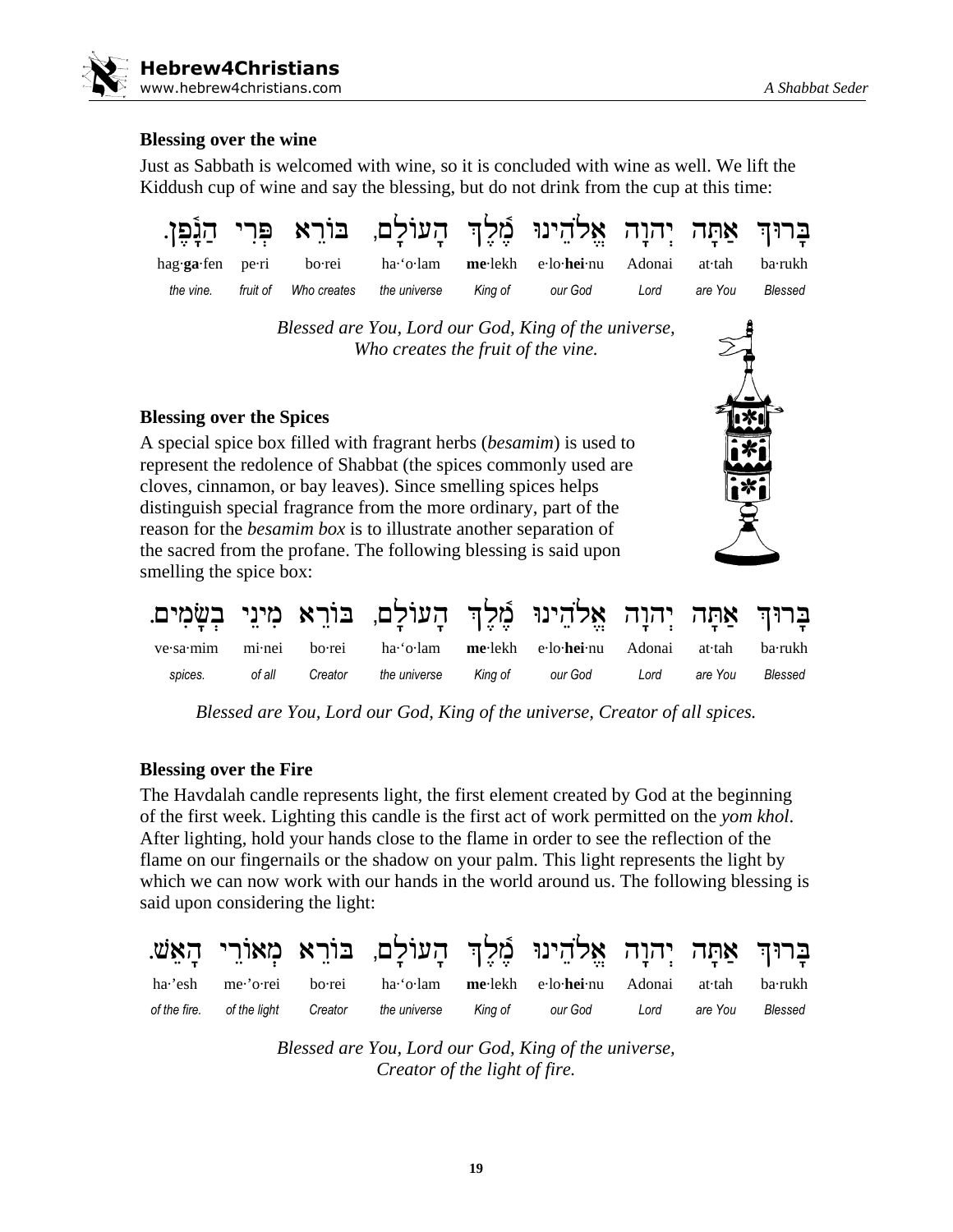### Blessing over the wine

Just as Sabbath is welcomed with wine, so it is concluded with wine as well. We lift the Kiddush cup of wine and say the blessing, but do not drink from the cup at this time:

| | | | | | | | | |
|---|---|---|---|---|---|---|---|---|
| הַגָּֽפֶן. | פְּרִי | בּוֹרֵא | הָעוֹלָם, | מֶֽלֶךְ | אֱלֹהֵינוּ | יְהוָה | אַתָּה | בָּרוּךְ |
| hag·**ga**·fen | pe·ri | bo·rei | ha·'o·lam | **me**·lekh | e·lo·**hei**·nu | Adonai | at·tah | ba·rukh |
| *the vine.* | *fruit of* | *Who creates* | *the universe* | *King of* | *our God* | *Lord* | *are You* | *Blessed* |

*Blessed are You, Lord our God, King of the universe, Who creates the fruit of the vine.*

### Blessing over the Spices

A special spice box filled with fragrant herbs (*besamim*) is used to represent the redolence of Shabbat (the spices commonly used are cloves, cinnamon, or bay leaves). Since smelling spices helps distinguish special fragrance from the more ordinary, part of the reason for the *besamim box* is to illustrate another separation of the sacred from the profane. The following blessing is said upon smelling the spice box:

| | | | | | | | | |
|---|---|---|---|---|---|---|---|---|
| בְשָׂמִים. | מִינֵי | בּוֹרֵא | הָעוֹלָם, | מֶֽלֶךְ | אֱלֹהֵינוּ | יְהוָה | אַתָּה | בָּרוּךְ |
| ve·sa·mim | mi·nei | bo·rei | ha·'o·lam | **me**·lekh | e·lo·**hei**·nu | Adonai | at·tah | ba·rukh |
| *spices.* | *of all* | *Creator* | *the universe* | *King of* | *our God* | *Lord* | *are You* | *Blessed* |

*Blessed are You, Lord our God, King of the universe, Creator of all spices.*

### Blessing over the Fire

The Havdalah candle represents light, the first element created by God at the beginning of the first week. Lighting this candle is the first act of work permitted on the *yom khol*. After lighting, hold your hands close to the flame in order to see the reflection of the flame on our fingernails or the shadow on your palm. This light represents the light by which we can now work with our hands in the world around us. The following blessing is said upon considering the light:

| | | | | | | | | |
|---|---|---|---|---|---|---|---|---|
| הָאֵשׁ. | מְאוֹרֵי | בּוֹרֵא | הָעוֹלָם, | מֶֽלֶךְ | אֱלֹהֵינוּ | יְהוָה | אַתָּה | בָּרוּךְ |
| ha·'esh | me·'o·rei | bo·rei | ha·'o·lam | **me**·lekh | e·lo·**hei**·nu | Adonai | at·tah | ba·rukh |
| *of the fire.* | *of the light* | *Creator* | *the universe* | *King of* | *our God* | *Lord* | *are You* | *Blessed* |

*Blessed are You, Lord our God, King of the universe, Creator of the light of fire.*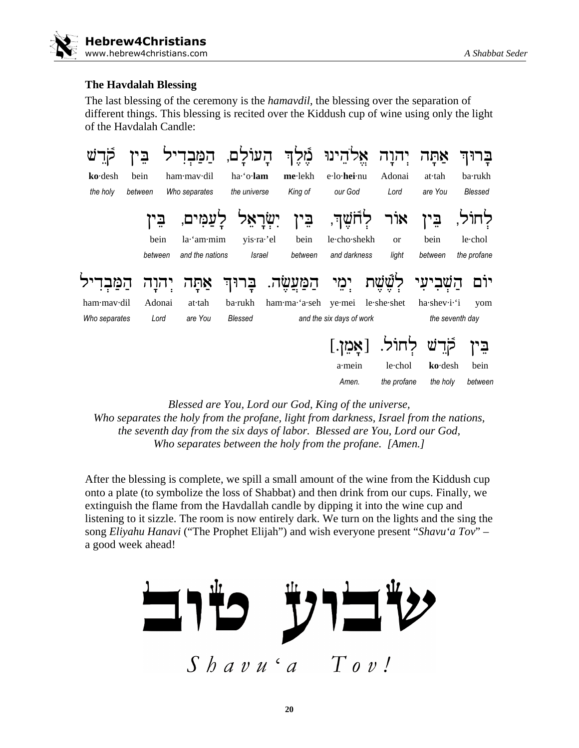**The Havdalah Blessing**

The last blessing of the ceremony is the *hamavdil*, the blessing over the separation of different things. This blessing is recited over the Kiddush cup of wine using only the light of the Havdalah Candle:

בָּרוּךְ אַתָּה יְהוָה אֱלֹהֵינוּ מֶלֶךְ הָעוֹלָם, הַמַּבְדִּיל בֵּין קֹדֶשׁ

| | | | | | | | | |
|---|---|---|---|---|---|---|---|---|
| **ko**·desh | bein | ham·mav·dil | ha·'o·**lam** | **me**·lekh | e·lo·**hei**·nu | Adonai | at·tah | ba·rukh |
| *the holy* | *between* | *Who separates* | *the universe* | *King of* | *our God* | *Lord* | *are You* | *Blessed* |

לְחוֹל, בֵּין אוֹר לְחֹשֶׁךְ, בֵּין יִשְׂרָאֵל לָעַמִּים, בֵּין

| | | | | | | | |
|---|---|---|---|---|---|---|---|
| bein | la·'am·mim | yis·ra·'el | bein | le·cho·shekh | or | bein | le·chol |
| *between* | *and the nations* | *Israel* | *between* | *and darkness* | *light* | *between* | *the profane* |

יוֹם הַשְּׁבִיעִי לְשֵׁשֶׁת יְמֵי הַמַּעֲשֶׂה. בָּרוּךְ אַתָּה יְהוָה הַמַּבְדִּיל

| | | | | | | | | |
|---|---|---|---|---|---|---|---|---|
| ham·mav·dil | Adonai | at·tah | ba·rukh | ham·ma·'a·seh | ye·mei | le·she·shet | ha·shev·i·'i | yom |
| *Who separates* | *Lord* | *are You* | *Blessed* | *and the six days of work* | | | *the seventh day* | |

בֵּין קֹדֶשׁ לְחוֹל. [אָמֵן.]

| | | | |
|---|---|---|---|
| a·mein | le·chol | **ko**·desh | bein |
| *Amen.* | *the profane* | *the holy* | *between* |

*Blessed are You, Lord our God, King of the universe,*
*Who separates the holy from the profane, light from darkness, Israel from the nations,*
*the seventh day from the six days of labor. Blessed are You, Lord our God,*
*Who separates between the holy from the profane. [Amen.]*

After the blessing is complete, we spill a small amount of the wine from the Kiddush cup onto a plate (to symbolize the loss of Shabbat) and then drink from our cups. Finally, we extinguish the flame from the Havdallah candle by dipping it into the wine cup and listening to it sizzle. The room is now entirely dark. We turn on the lights and the sing the song *Eliyahu Hanavi* ("The Prophet Elijah") and wish everyone present "*Shavu'a Tov*" – a good week ahead!

שָׁבוּעַ טוֹב

*Shavu'a Tov!*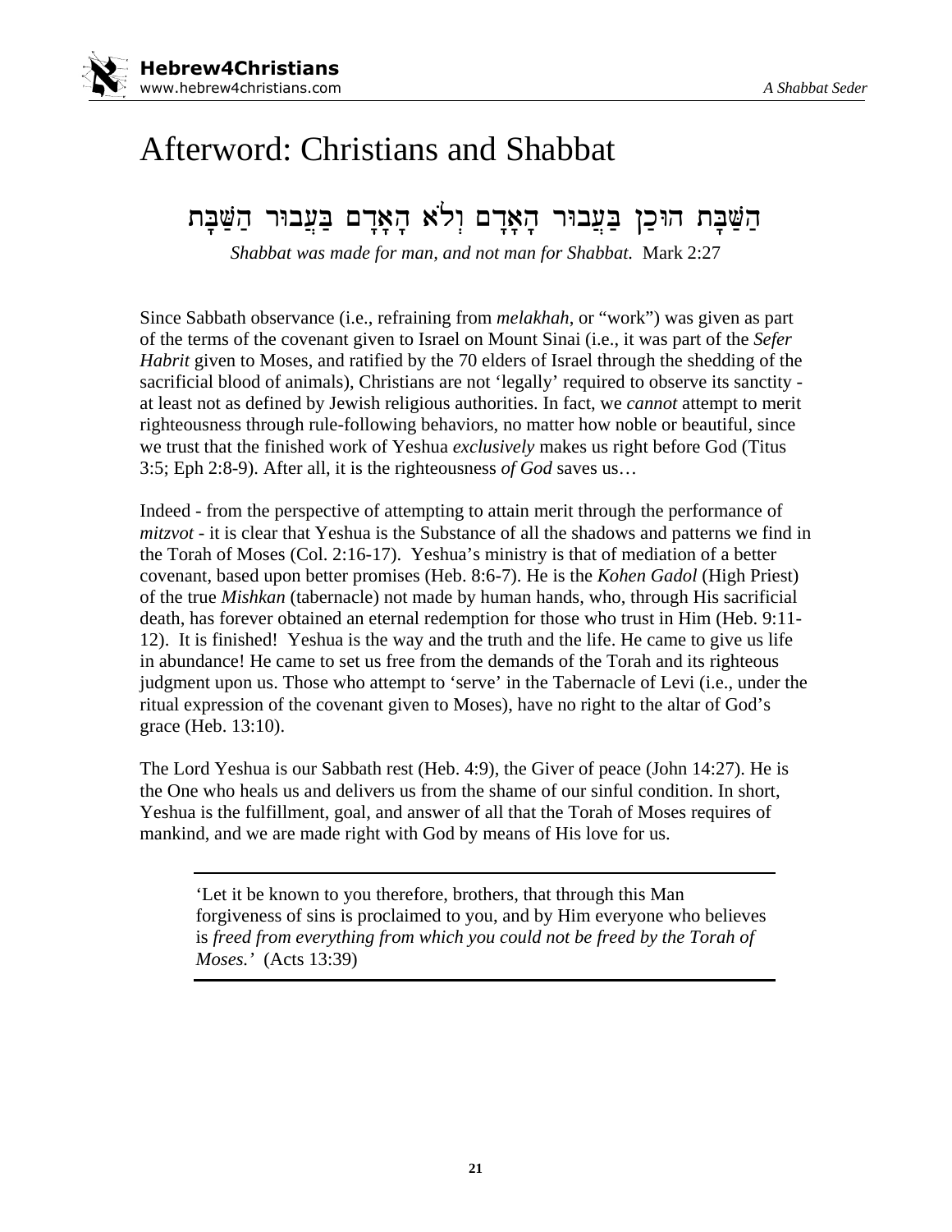# Afterword: Christians and Shabbat

הַשַּׁבָּת הוּכַן בַּעֲבוּר הָאָדָם וְלֹא הָאָדָם בַּעֲבוּר הַשַּׁבָּת

*Shabbat was made for man, and not man for Shabbat.* Mark 2:27

Since Sabbath observance (i.e., refraining from *melakhah*, or "work") was given as part of the terms of the covenant given to Israel on Mount Sinai (i.e., it was part of the *Sefer Habrit* given to Moses, and ratified by the 70 elders of Israel through the shedding of the sacrificial blood of animals), Christians are not 'legally' required to observe its sanctity - at least not as defined by Jewish religious authorities. In fact, we *cannot* attempt to merit righteousness through rule-following behaviors, no matter how noble or beautiful, since we trust that the finished work of Yeshua *exclusively* makes us right before God (Titus 3:5; Eph 2:8-9). After all, it is the righteousness *of God* saves us…

Indeed - from the perspective of attempting to attain merit through the performance of *mitzvot* - it is clear that Yeshua is the Substance of all the shadows and patterns we find in the Torah of Moses (Col. 2:16-17). Yeshua's ministry is that of mediation of a better covenant, based upon better promises (Heb. 8:6-7). He is the *Kohen Gadol* (High Priest) of the true *Mishkan* (tabernacle) not made by human hands, who, through His sacrificial death, has forever obtained an eternal redemption for those who trust in Him (Heb. 9:11-12). It is finished! Yeshua is the way and the truth and the life. He came to give us life in abundance! He came to set us free from the demands of the Torah and its righteous judgment upon us. Those who attempt to 'serve' in the Tabernacle of Levi (i.e., under the ritual expression of the covenant given to Moses), have no right to the altar of God's grace (Heb. 13:10).

The Lord Yeshua is our Sabbath rest (Heb. 4:9), the Giver of peace (John 14:27). He is the One who heals us and delivers us from the shame of our sinful condition. In short, Yeshua is the fulfillment, goal, and answer of all that the Torah of Moses requires of mankind, and we are made right with God by means of His love for us.

---

'Let it be known to you therefore, brothers, that through this Man forgiveness of sins is proclaimed to you, and by Him everyone who believes is *freed from everything from which you could not be freed by the Torah of Moses.'* (Acts 13:39)

---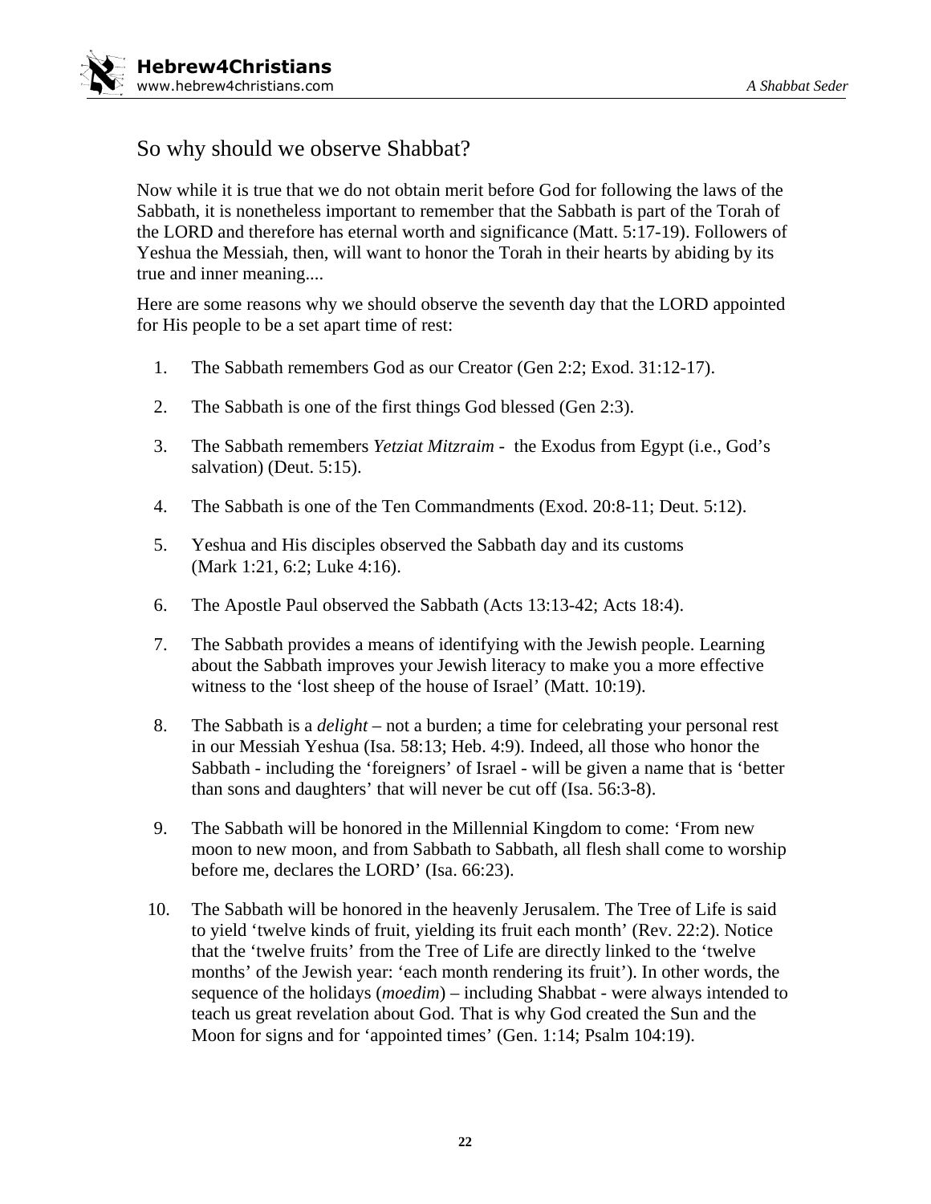## So why should we observe Shabbat?

Now while it is true that we do not obtain merit before God for following the laws of the Sabbath, it is nonetheless important to remember that the Sabbath is part of the Torah of the LORD and therefore has eternal worth and significance (Matt. 5:17-19). Followers of Yeshua the Messiah, then, will want to honor the Torah in their hearts by abiding by its true and inner meaning....

Here are some reasons why we should observe the seventh day that the LORD appointed for His people to be a set apart time of rest:

1. The Sabbath remembers God as our Creator (Gen 2:2; Exod. 31:12-17).
2. The Sabbath is one of the first things God blessed (Gen 2:3).
3. The Sabbath remembers *Yetziat Mitzraim* - the Exodus from Egypt (i.e., God's salvation) (Deut. 5:15).
4. The Sabbath is one of the Ten Commandments (Exod. 20:8-11; Deut. 5:12).
5. Yeshua and His disciples observed the Sabbath day and its customs (Mark 1:21, 6:2; Luke 4:16).
6. The Apostle Paul observed the Sabbath (Acts 13:13-42; Acts 18:4).
7. The Sabbath provides a means of identifying with the Jewish people. Learning about the Sabbath improves your Jewish literacy to make you a more effective witness to the 'lost sheep of the house of Israel' (Matt. 10:19).
8. The Sabbath is a *delight* – not a burden; a time for celebrating your personal rest in our Messiah Yeshua (Isa. 58:13; Heb. 4:9). Indeed, all those who honor the Sabbath - including the 'foreigners' of Israel - will be given a name that is 'better than sons and daughters' that will never be cut off (Isa. 56:3-8).
9. The Sabbath will be honored in the Millennial Kingdom to come: 'From new moon to new moon, and from Sabbath to Sabbath, all flesh shall come to worship before me, declares the LORD' (Isa. 66:23).
10. The Sabbath will be honored in the heavenly Jerusalem. The Tree of Life is said to yield 'twelve kinds of fruit, yielding its fruit each month' (Rev. 22:2). Notice that the 'twelve fruits' from the Tree of Life are directly linked to the 'twelve months' of the Jewish year: 'each month rendering its fruit'). In other words, the sequence of the holidays (*moedim*) – including Shabbat - were always intended to teach us great revelation about God. That is why God created the Sun and the Moon for signs and for 'appointed times' (Gen. 1:14; Psalm 104:19).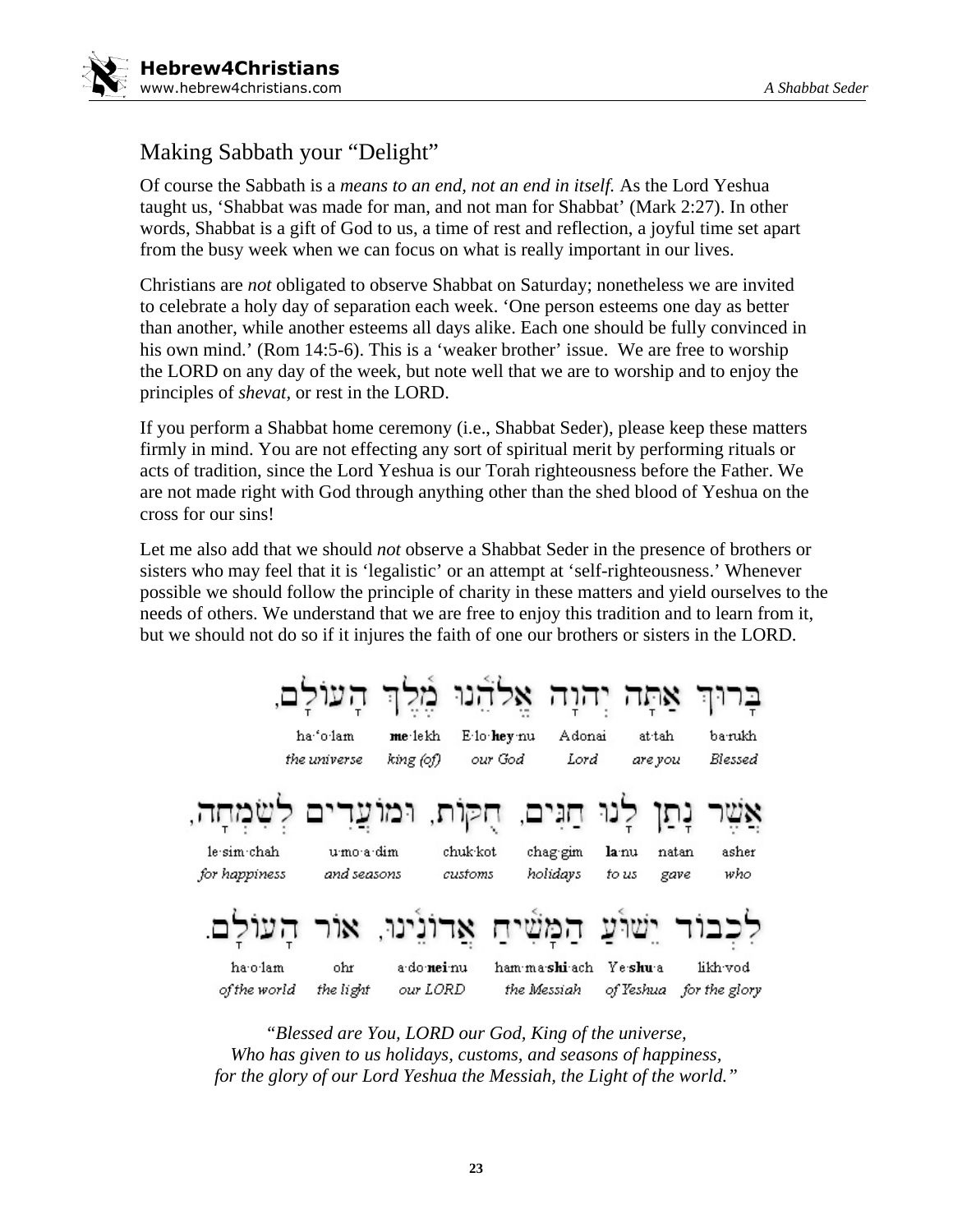## Making Sabbath your "Delight"

Of course the Sabbath is a *means to an end, not an end in itself.* As the Lord Yeshua taught us, 'Shabbat was made for man, and not man for Shabbat' (Mark 2:27). In other words, Shabbat is a gift of God to us, a time of rest and reflection, a joyful time set apart from the busy week when we can focus on what is really important in our lives.

Christians are *not* obligated to observe Shabbat on Saturday; nonetheless we are invited to celebrate a holy day of separation each week. 'One person esteems one day as better than another, while another esteems all days alike. Each one should be fully convinced in his own mind.' (Rom 14:5-6). This is a 'weaker brother' issue. We are free to worship the LORD on any day of the week, but note well that we are to worship and to enjoy the principles of *shevat*, or rest in the LORD.

If you perform a Shabbat home ceremony (i.e., Shabbat Seder), please keep these matters firmly in mind. You are not effecting any sort of spiritual merit by performing rituals or acts of tradition, since the Lord Yeshua is our Torah righteousness before the Father. We are not made right with God through anything other than the shed blood of Yeshua on the cross for our sins!

Let me also add that we should *not* observe a Shabbat Seder in the presence of brothers or sisters who may feel that it is 'legalistic' or an attempt at 'self-righteousness.' Whenever possible we should follow the principle of charity in these matters and yield ourselves to the needs of others. We understand that we are free to enjoy this tradition and to learn from it, but we should not do so if it injures the faith of one our brothers or sisters in the LORD.

בָּרוּךְ אַתָּה יְהוָה אֱלֹהֵינוּ מֶלֶךְ הָעוֹלָם,

ba·rukh at·tah Adonai E·lo·**hey**·nu **me**·lekh ha·'o·lam

*Blessed are you Lord our God king (of) the universe*

אֲשֶׁר נָתַן לָנוּ חַגִּים, חֻקּוֹת, וּמוֹעֲדִים לְשִׂמְחָה,

asher natan **la**·nu chag·gim chuk·kot u·mo·a·dim le·sim·chah

*who gave to us holidays customs and seasons for happiness*

לִכְבוֹד יֵשׁוּעַ הַמָּשִׁיחַ אֲדוֹנֵינוּ, אוֹר הָעוֹלָם.

likh·vod Ye·**shu**·a ham·ma·**shi**·ach a·do·**nei**·nu ohr ha·o·lam

*for the glory of Yeshua the Messiah our LORD the light of the world*

*"Blessed are You, LORD our God, King of the universe,*
*Who has given to us holidays, customs, and seasons of happiness,*
*for the glory of our Lord Yeshua the Messiah, the Light of the world."*